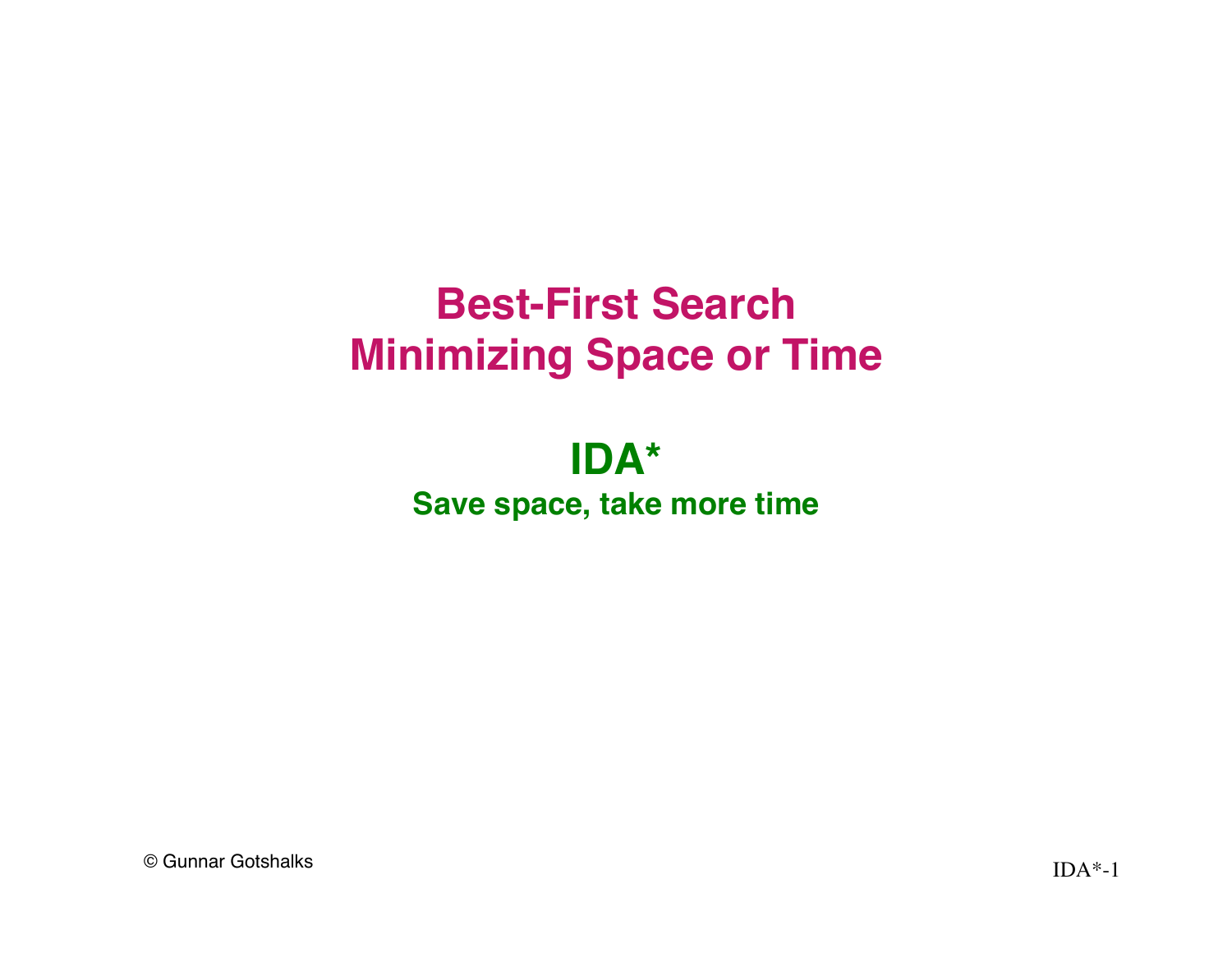# Best-First Search
# Minimizing Space or Time

## IDA*

**Save space, take more time**

© Gunnar Gotshalks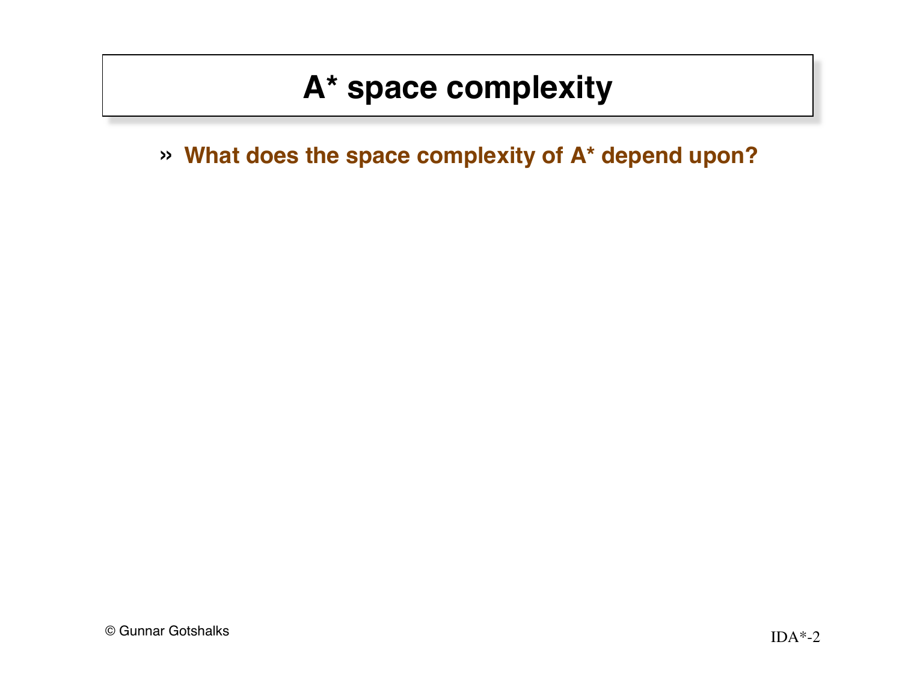# A* space complexity

- **What does the space complexity of A* depend upon?**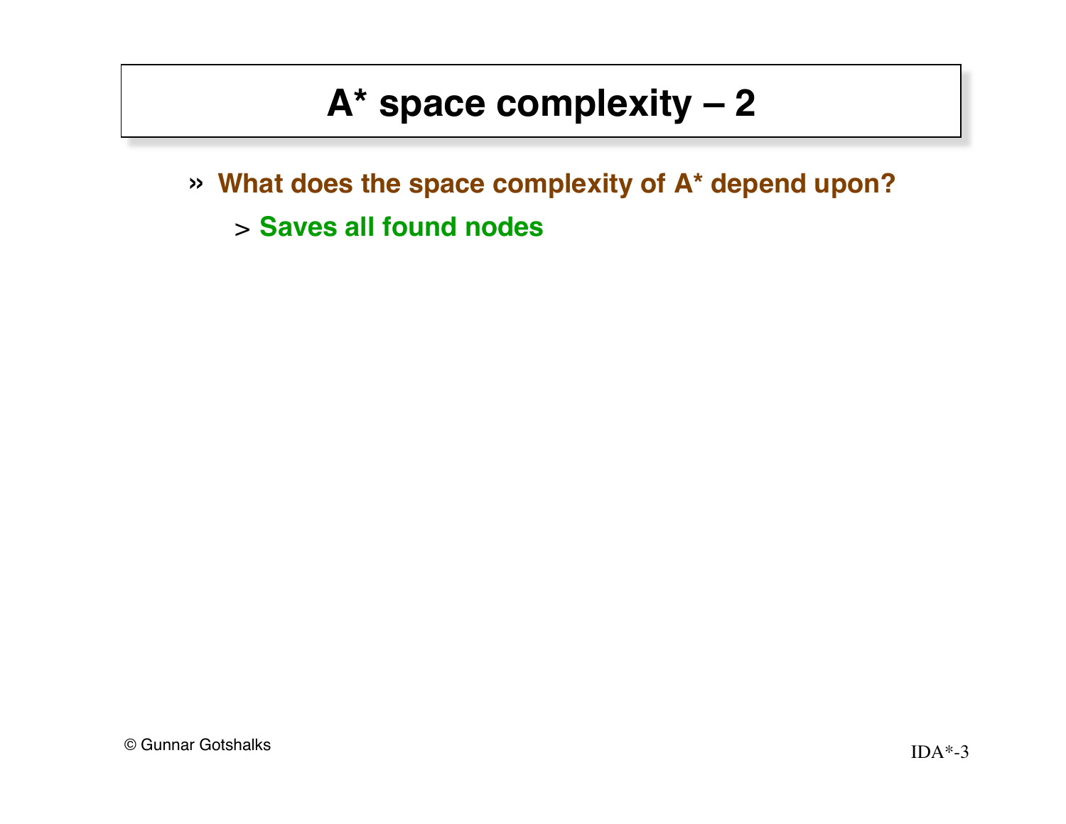# A* space complexity – 2

- What does the space complexity of A* depend upon?
  - Saves all found nodes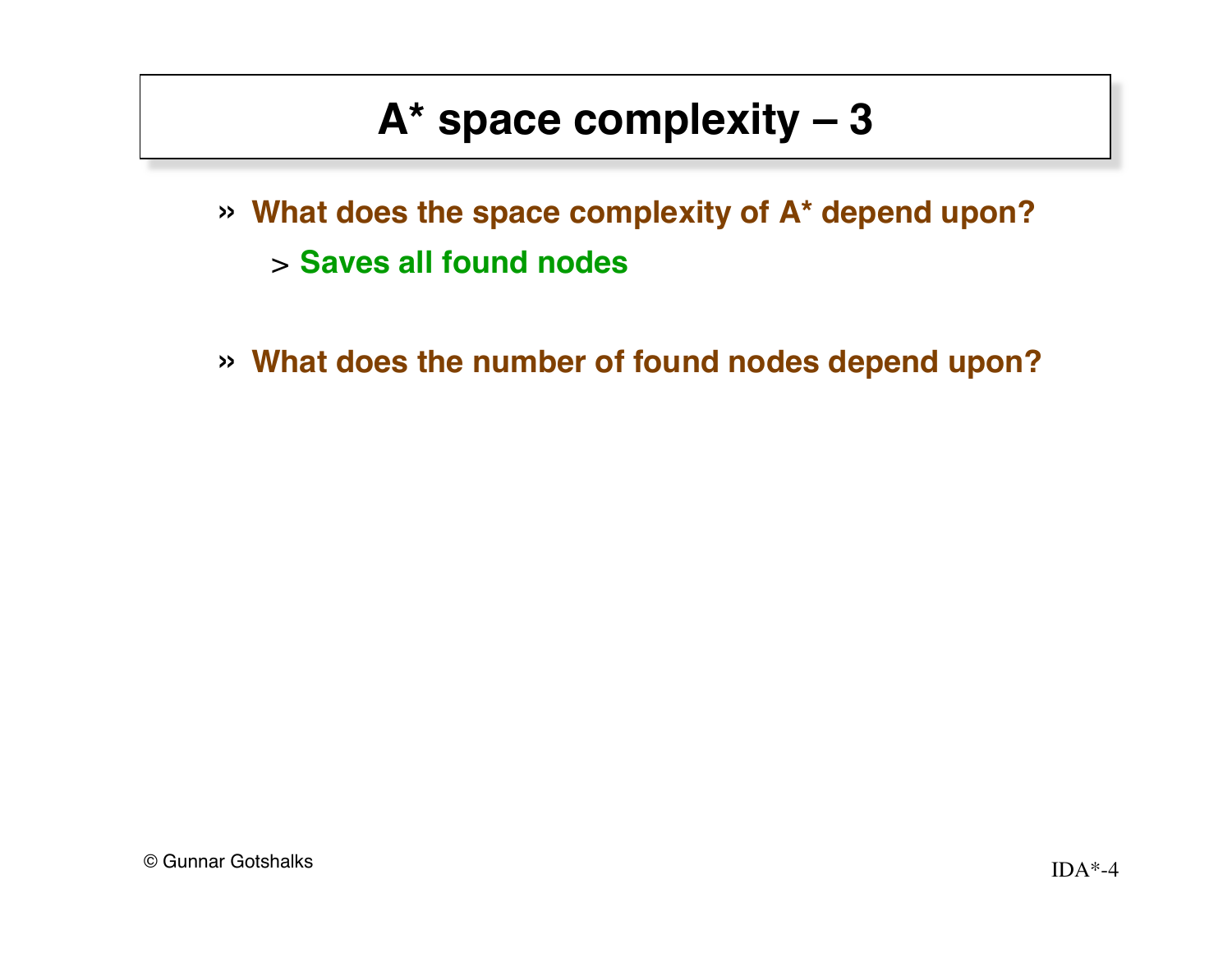# A* space complexity – 3

- What does the space complexity of A* depend upon?
  - Saves all found nodes

- What does the number of found nodes depend upon?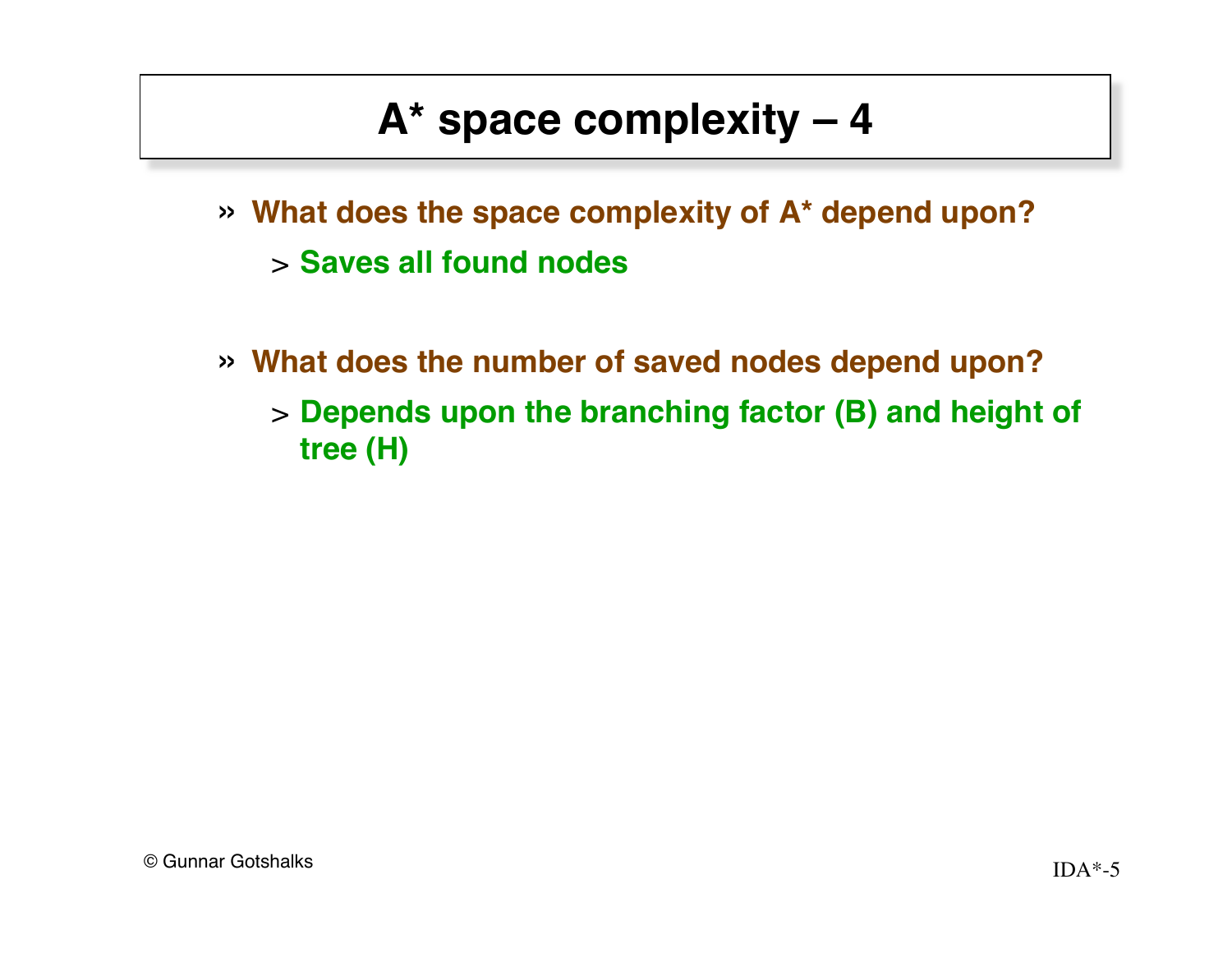# A* space complexity – 4

- **What does the space complexity of A* depend upon?**
  - **Saves all found nodes**

- **What does the number of saved nodes depend upon?**
  - **Depends upon the branching factor (B) and height of tree (H)**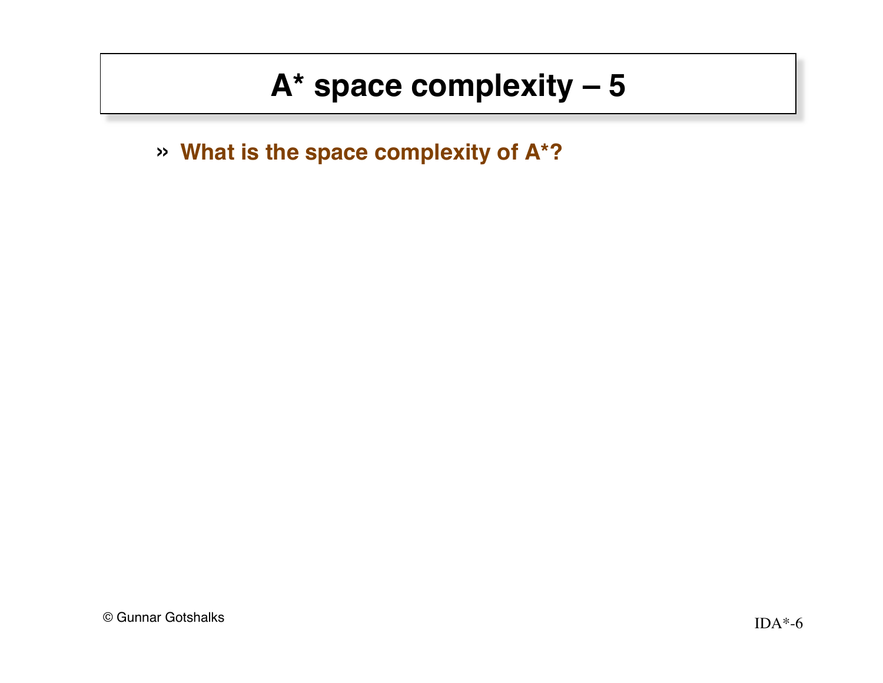# A* space complexity – 5

» **What is the space complexity of A*?**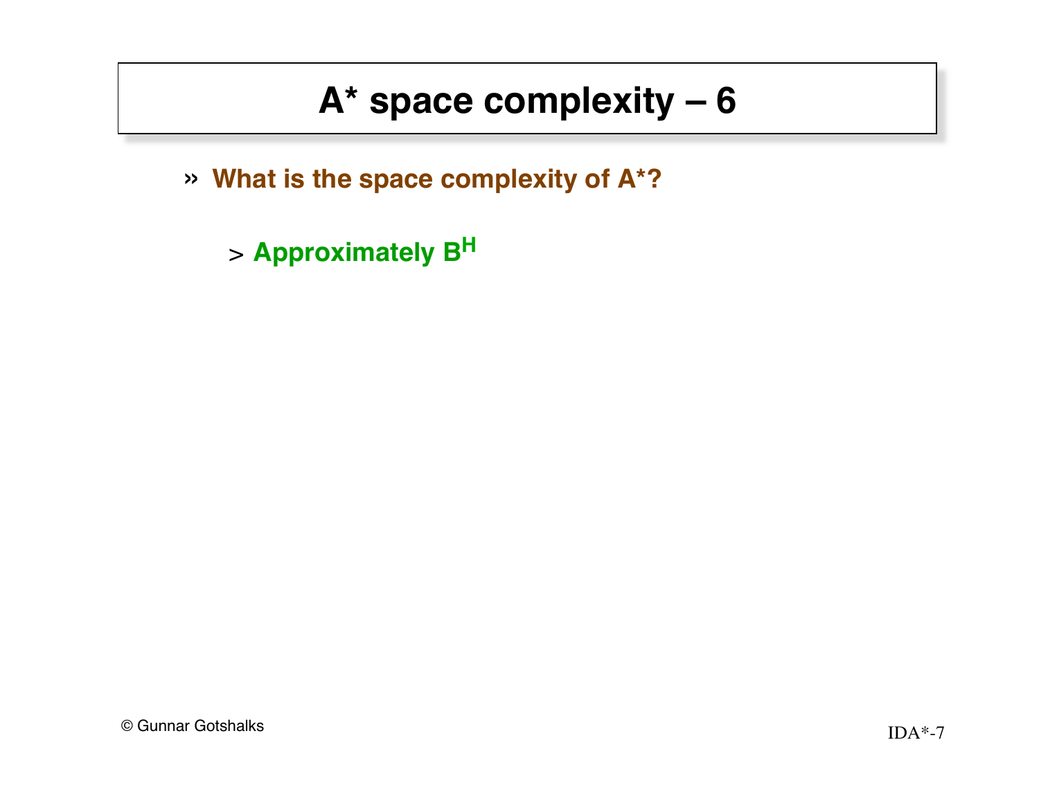# A* space complexity – 6

- **What is the space complexity of A*?**
  - **Approximately $B^H$**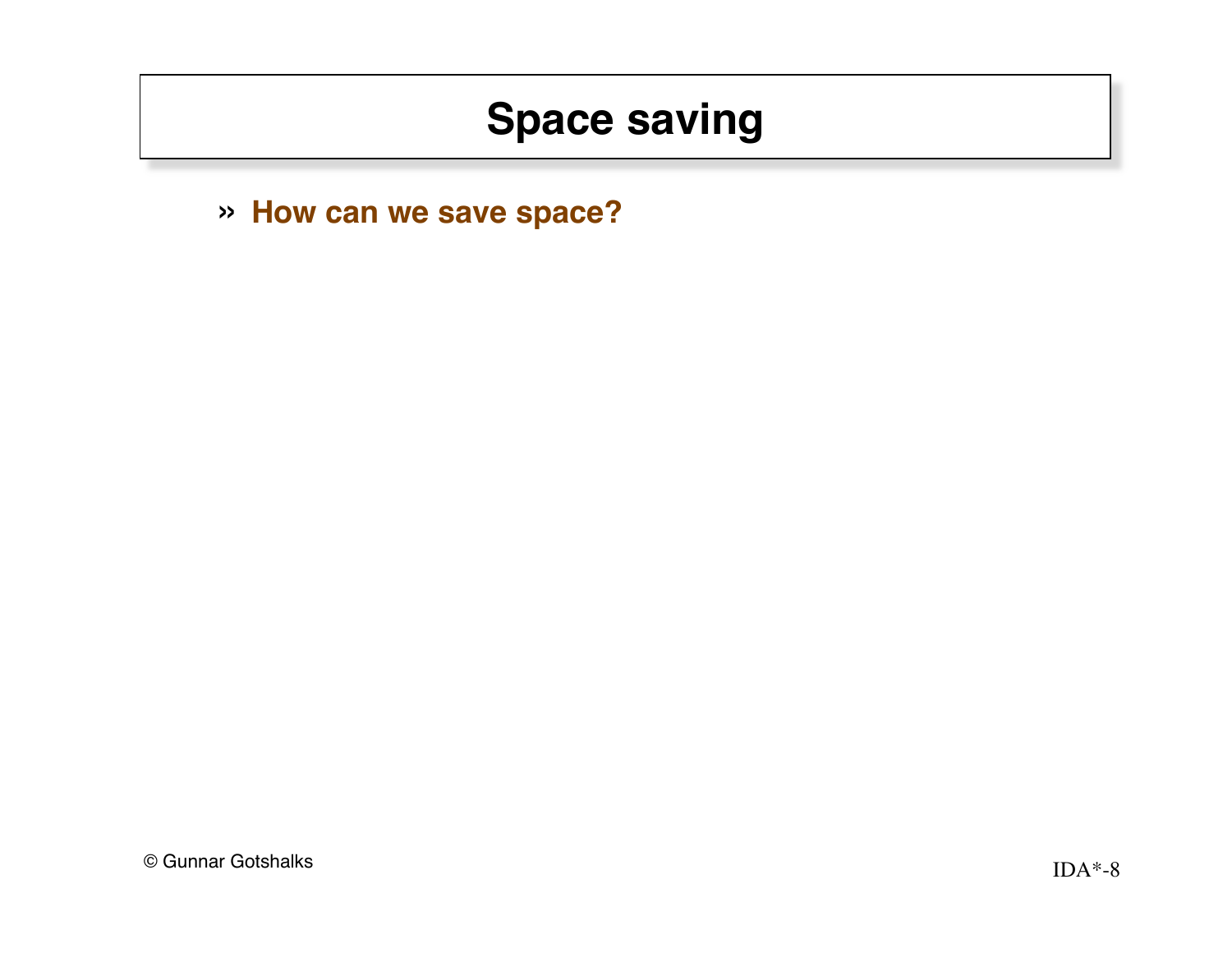# Space saving

- **How can we save space?**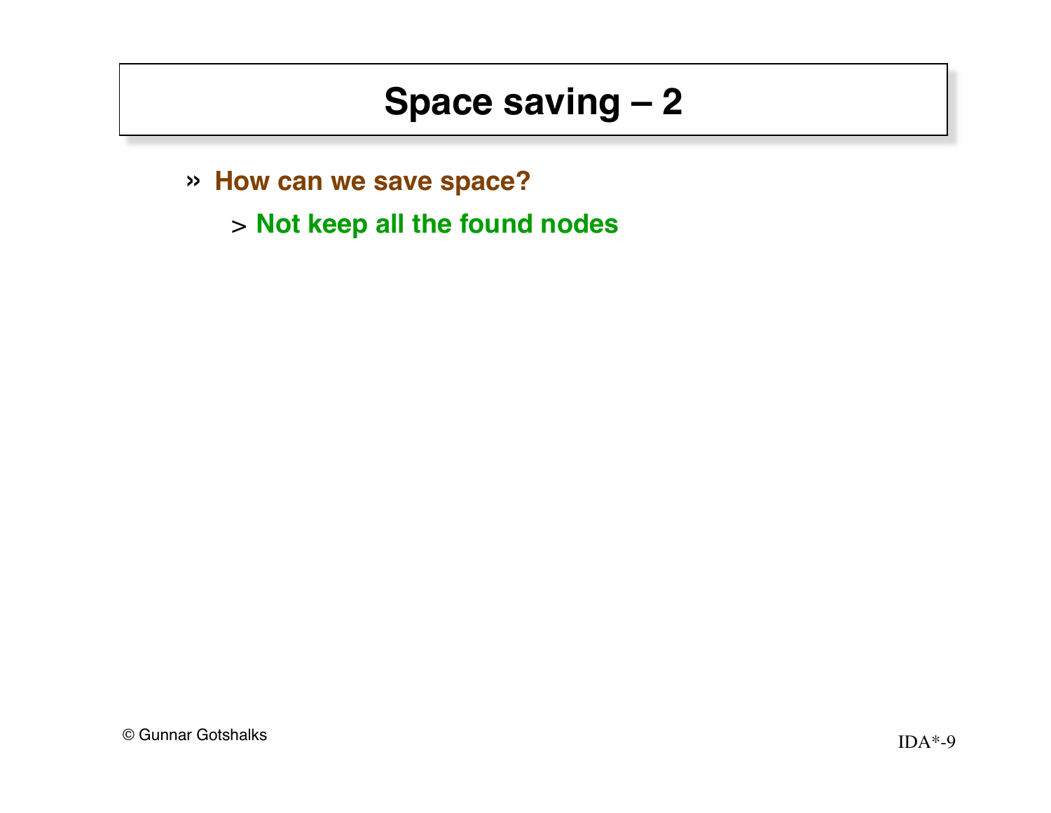# Space saving – 2

- **How can we save space?**
  - **Not keep all the found nodes**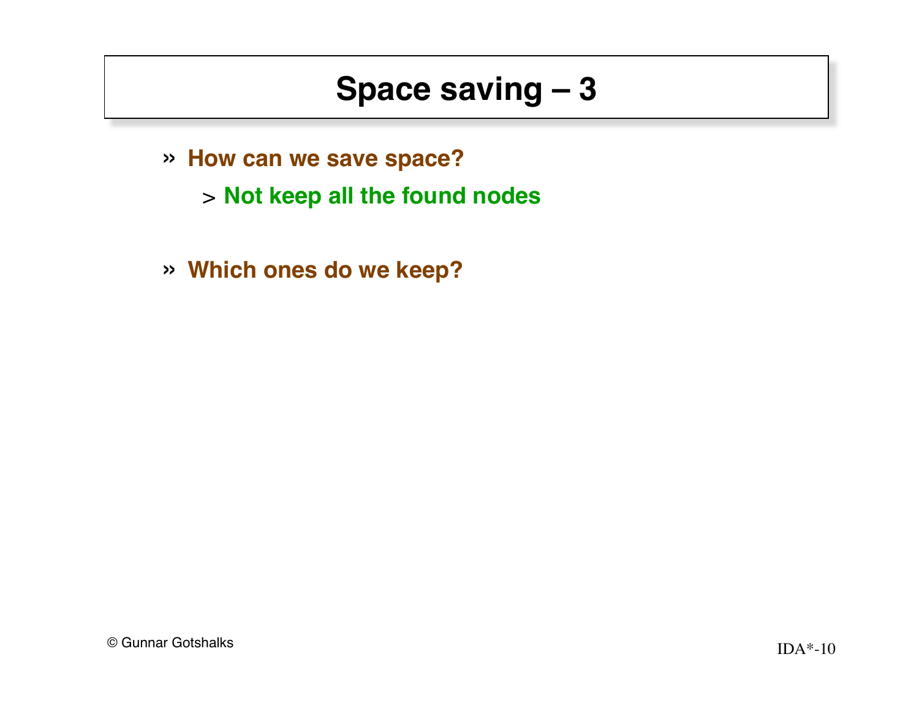# Space saving – 3

- **How can we save space?**
  - **Not keep all the found nodes**

- **Which ones do we keep?**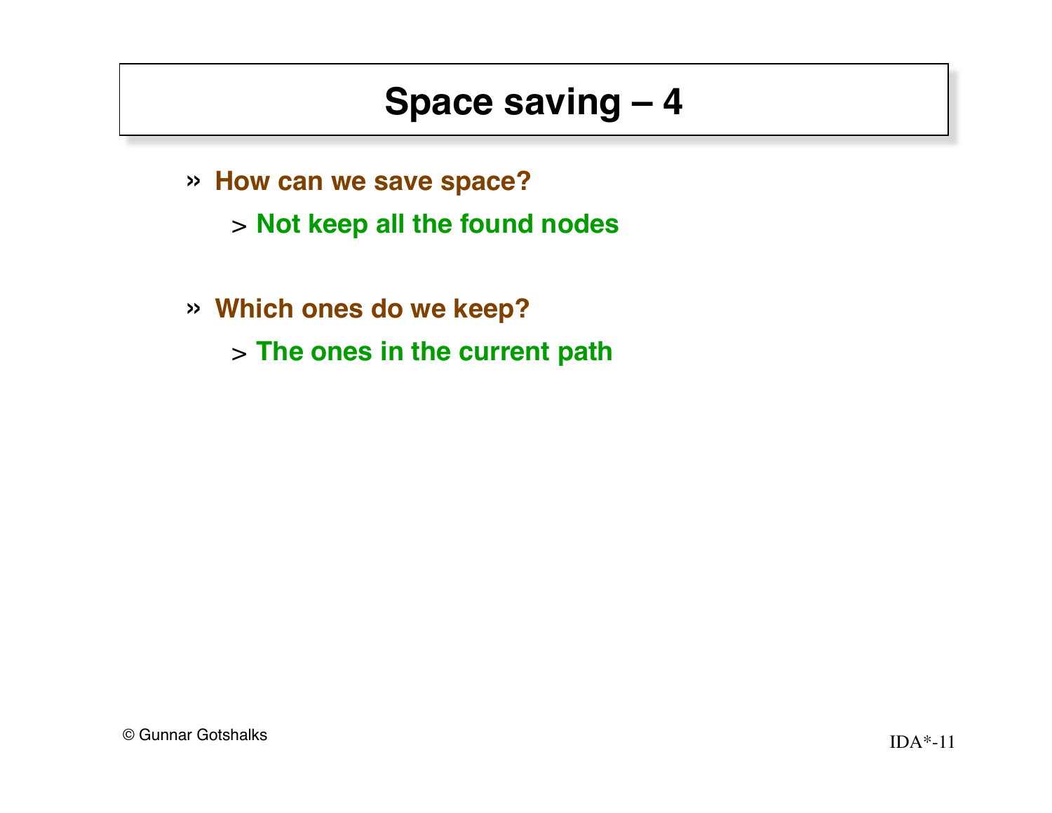# Space saving – 4

- **How can we save space?**
  - **Not keep all the found nodes**

- **Which ones do we keep?**
  - **The ones in the current path**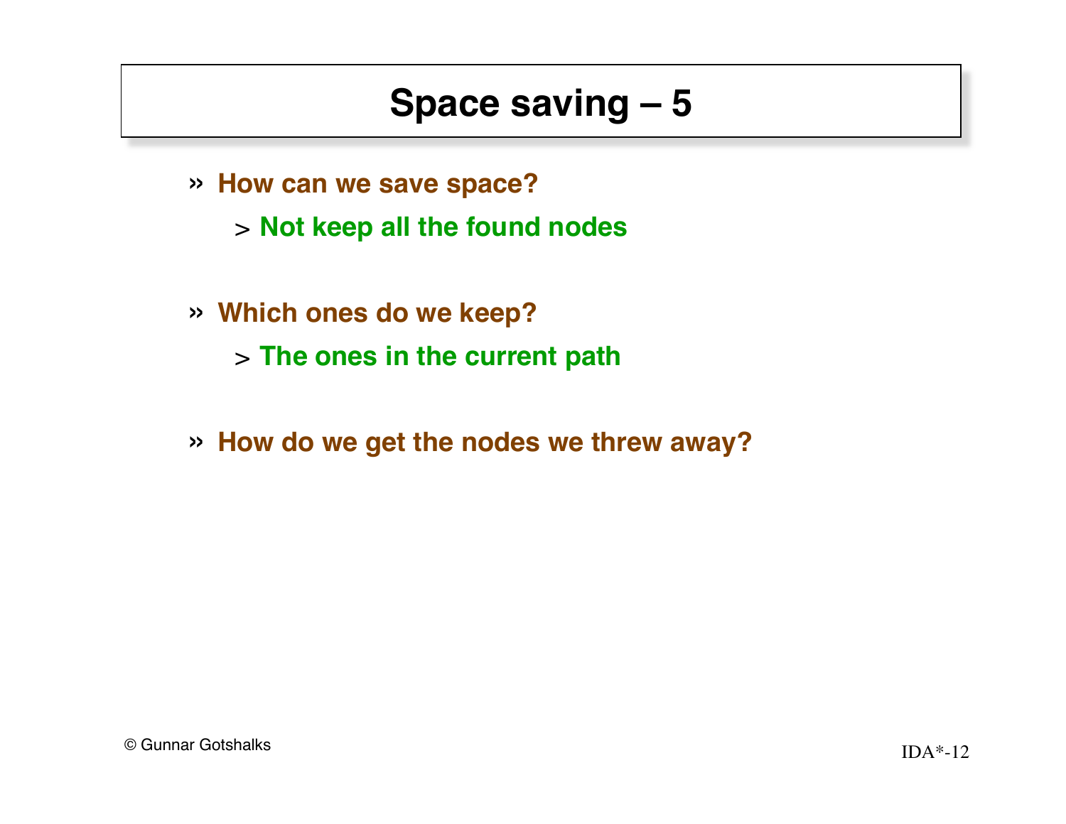# Space saving – 5

- **How can we save space?**
  - **Not keep all the found nodes**

- **Which ones do we keep?**
  - **The ones in the current path**

- **How do we get the nodes we threw away?**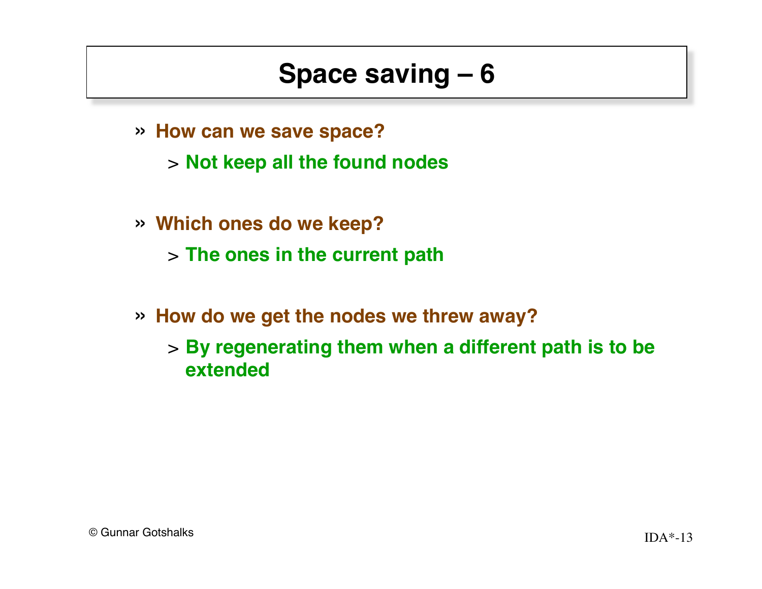# Space saving – 6

- **How can we save space?**
  - **Not keep all the found nodes**

- **Which ones do we keep?**
  - **The ones in the current path**

- **How do we get the nodes we threw away?**
  - **By regenerating them when a different path is to be extended**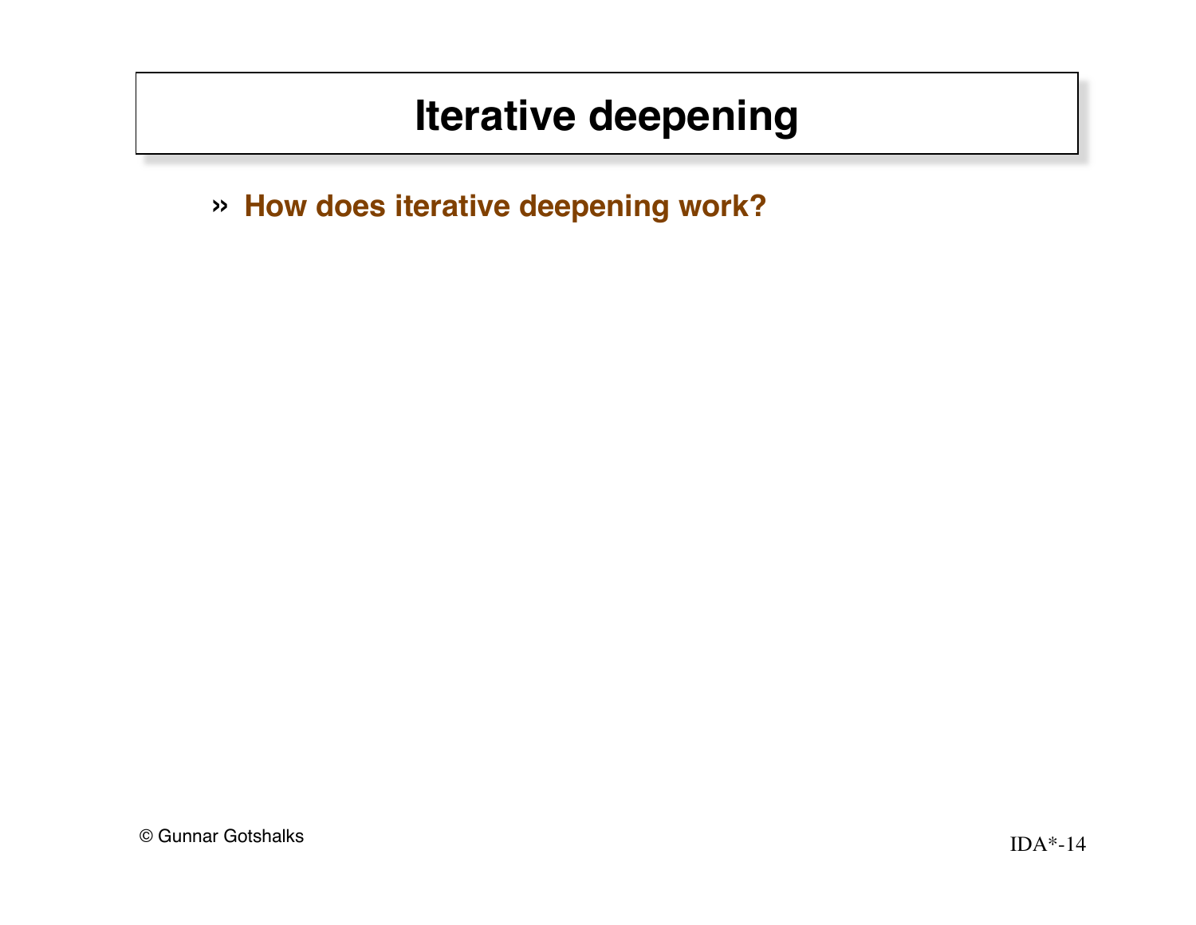# Iterative deepening

- **How does iterative deepening work?**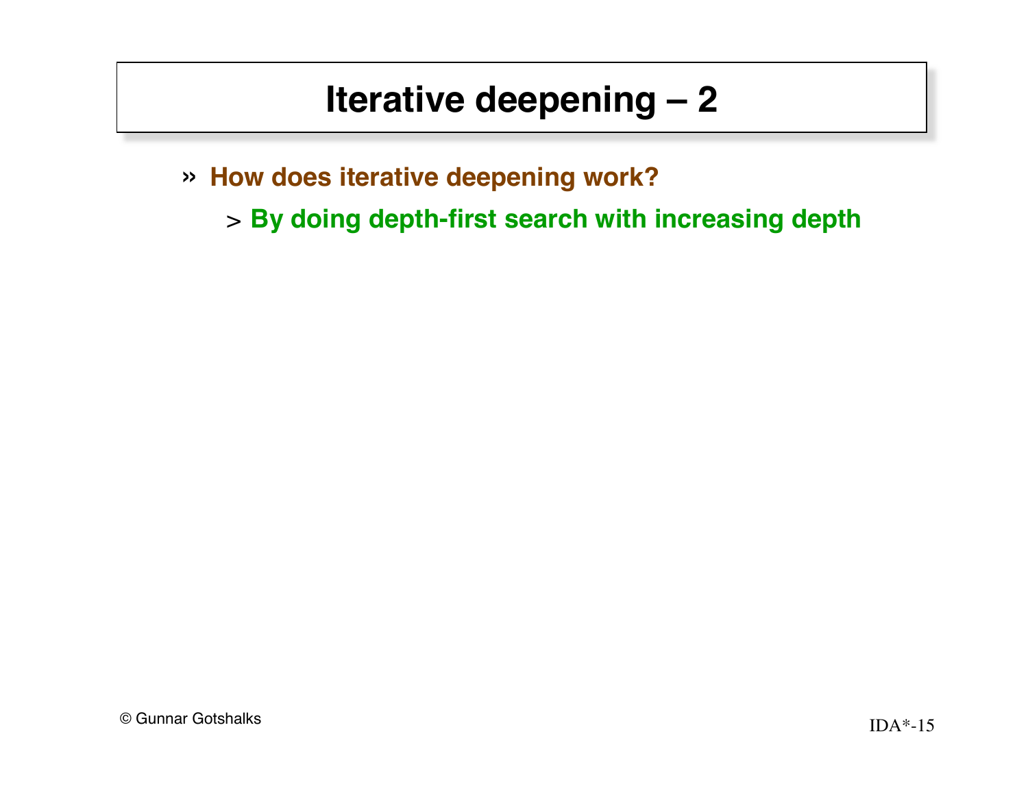# Iterative deepening – 2

- **How does iterative deepening work?**
  - **By doing depth-first search with increasing depth**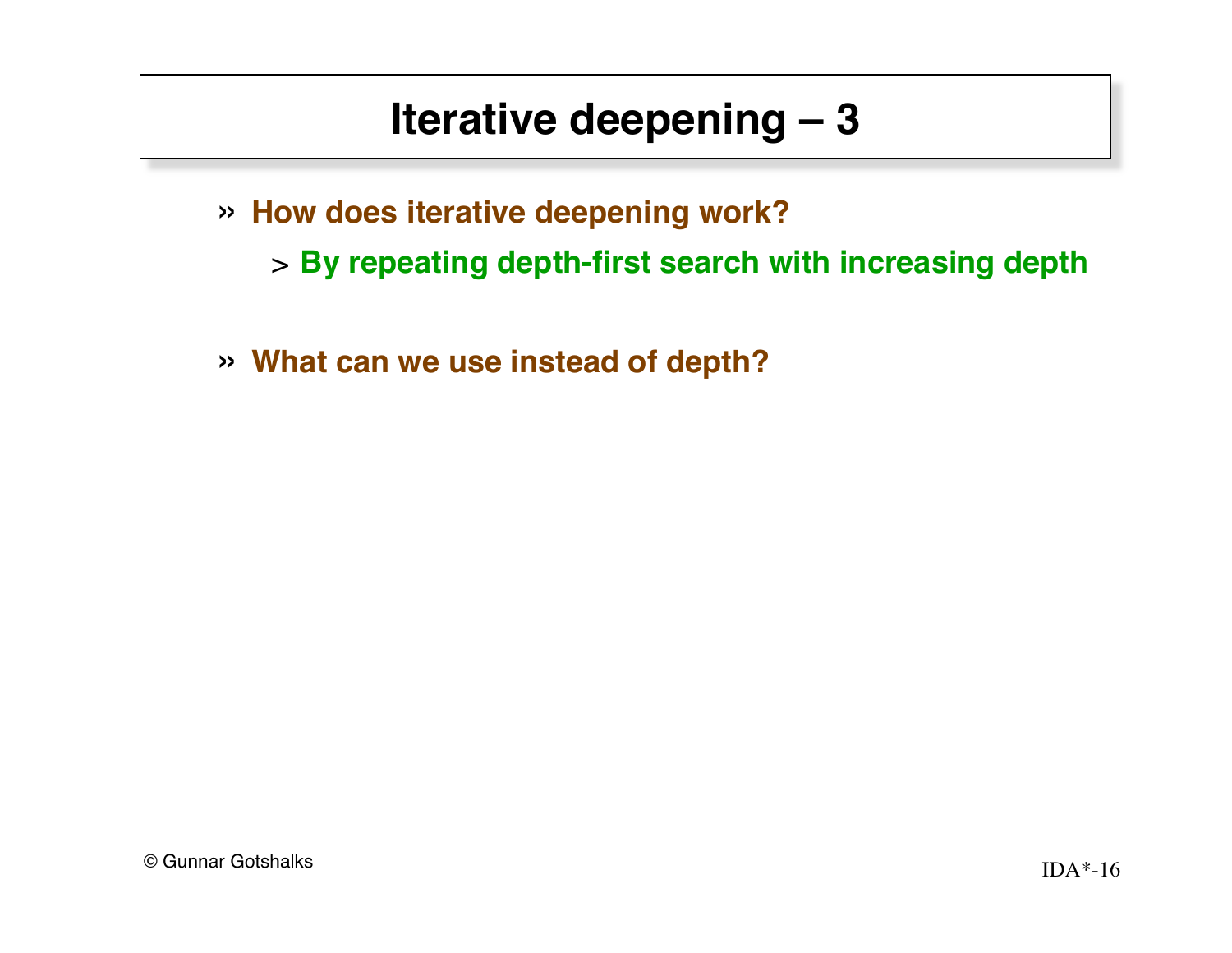# Iterative deepening – 3

- **How does iterative deepening work?**
  - **By repeating depth-first search with increasing depth**

- **What can we use instead of depth?**

© Gunnar Gotshalks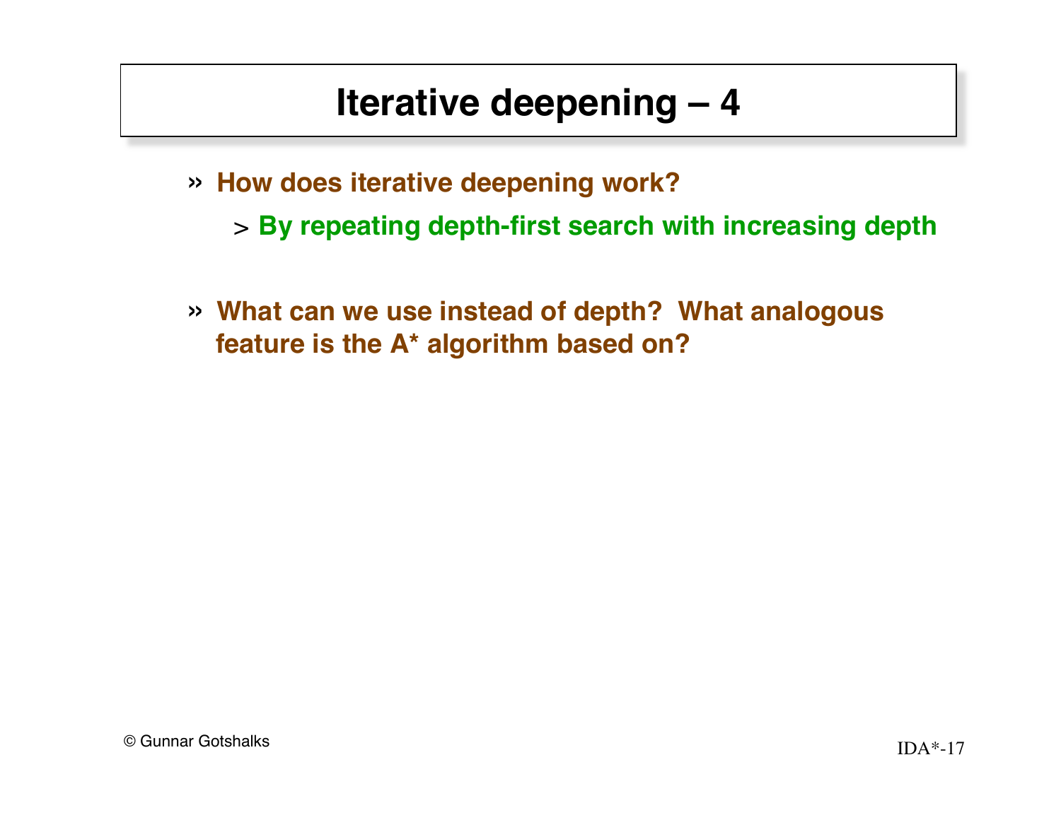# Iterative deepening – 4

- **How does iterative deepening work?**
  - **By repeating depth-first search with increasing depth**

- **What can we use instead of depth? What analogous feature is the A* algorithm based on?**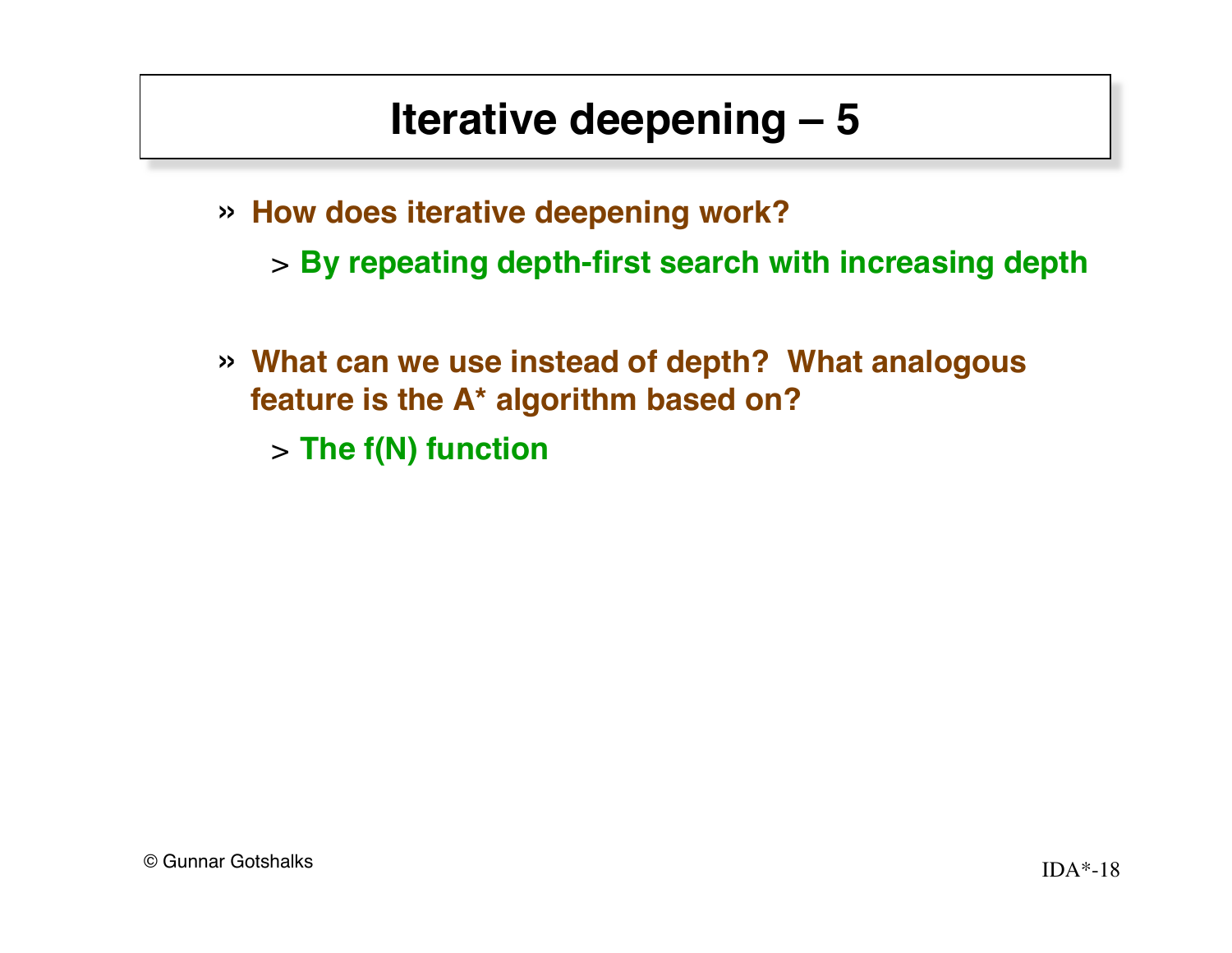# Iterative deepening – 5

- **How does iterative deepening work?**
  - **By repeating depth-first search with increasing depth**

- **What can we use instead of depth? What analogous feature is the A* algorithm based on?**
  - **The f(N) function**

© Gunnar Gotshalks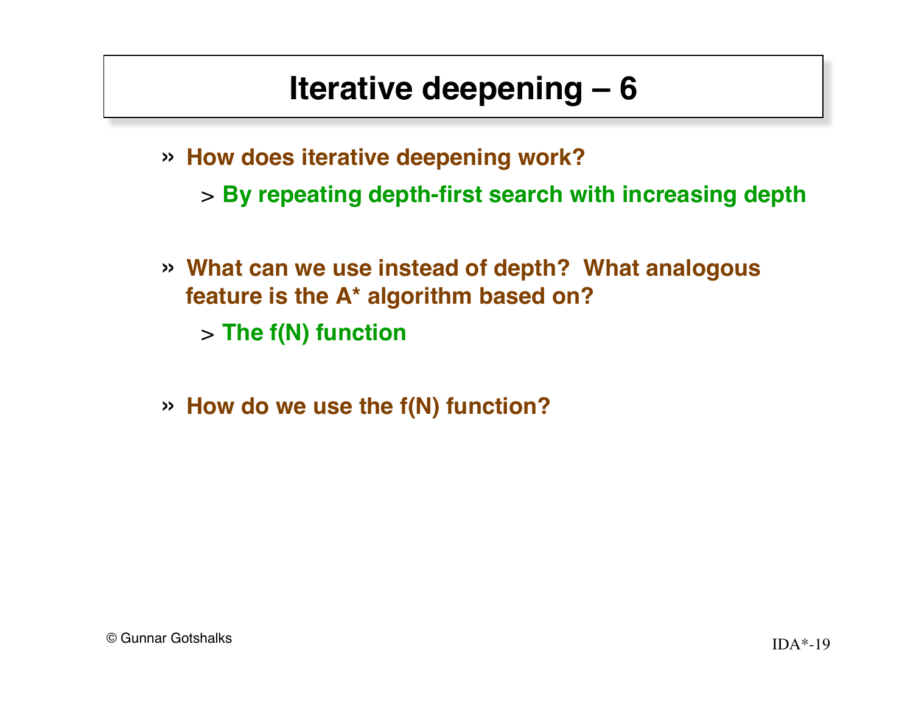# Iterative deepening – 6

- **How does iterative deepening work?**
  - **By repeating depth-first search with increasing depth**

- **What can we use instead of depth? What analogous feature is the A* algorithm based on?**
  - **The f(N) function**

- **How do we use the f(N) function?**

© Gunnar Gotshalks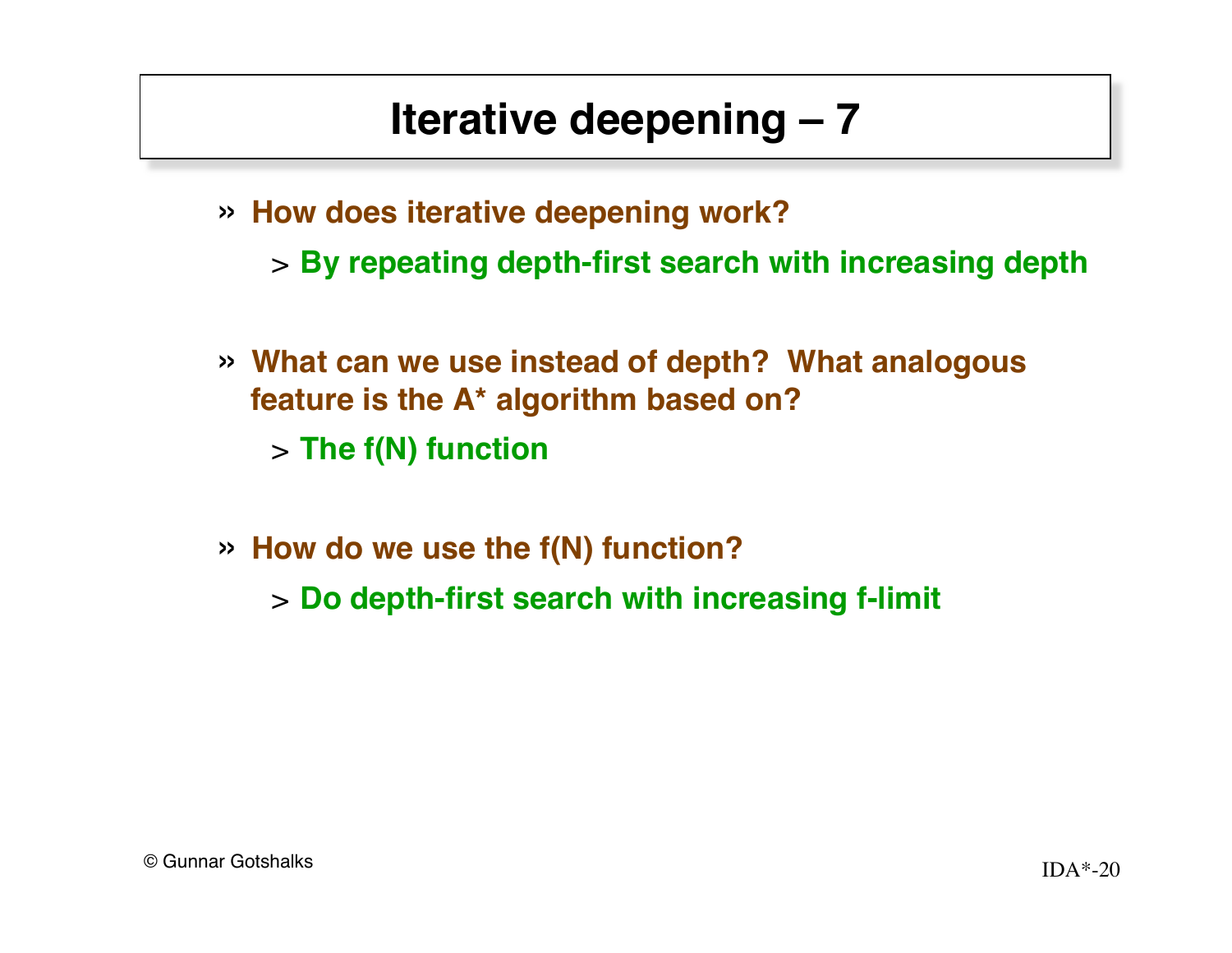# Iterative deepening – 7

- **How does iterative deepening work?**
  - **By repeating depth-first search with increasing depth**

- **What can we use instead of depth? What analogous feature is the A* algorithm based on?**
  - **The f(N) function**

- **How do we use the f(N) function?**
  - **Do depth-first search with increasing f-limit**

© Gunnar Gotshalks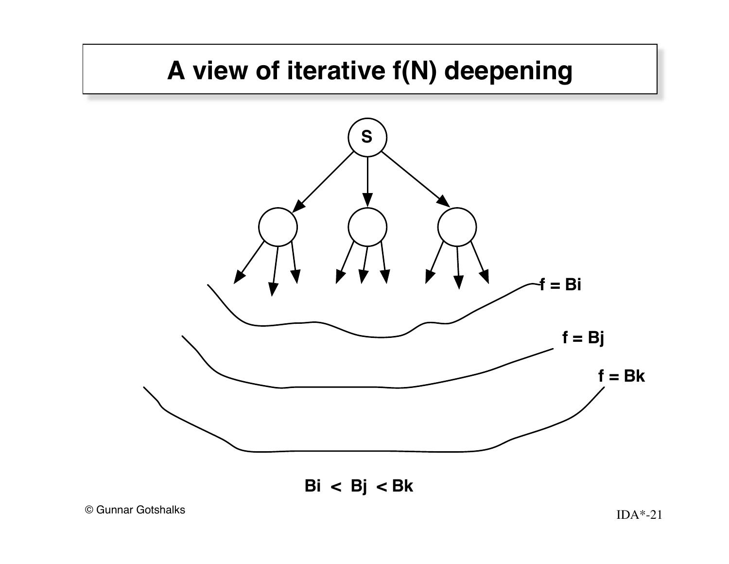# A view of iterative f(N) deepening

S

f = Bi

f = Bj

f = Bk

Bi < Bj < Bk

© Gunnar Gotshalks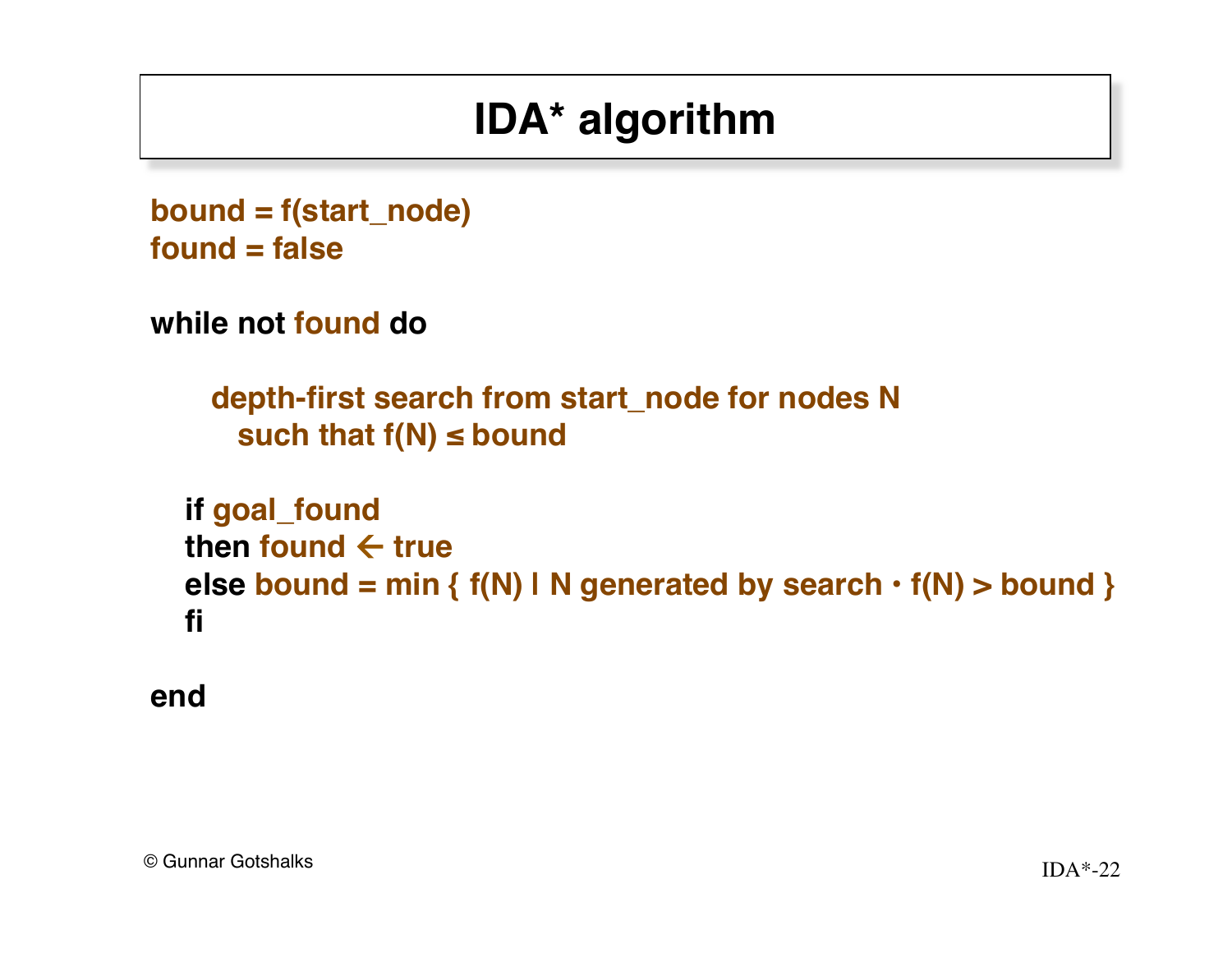# IDA* algorithm

```
bound = f(start_node)
found = false

while not found do

    depth-first search from start_node for nodes N
      such that f(N) ≤ bound

  if goal_found
  then found ← true
  else bound = min { f(N) | N generated by search • f(N) > bound }
  fi

end
```

© Gunnar Gotshalks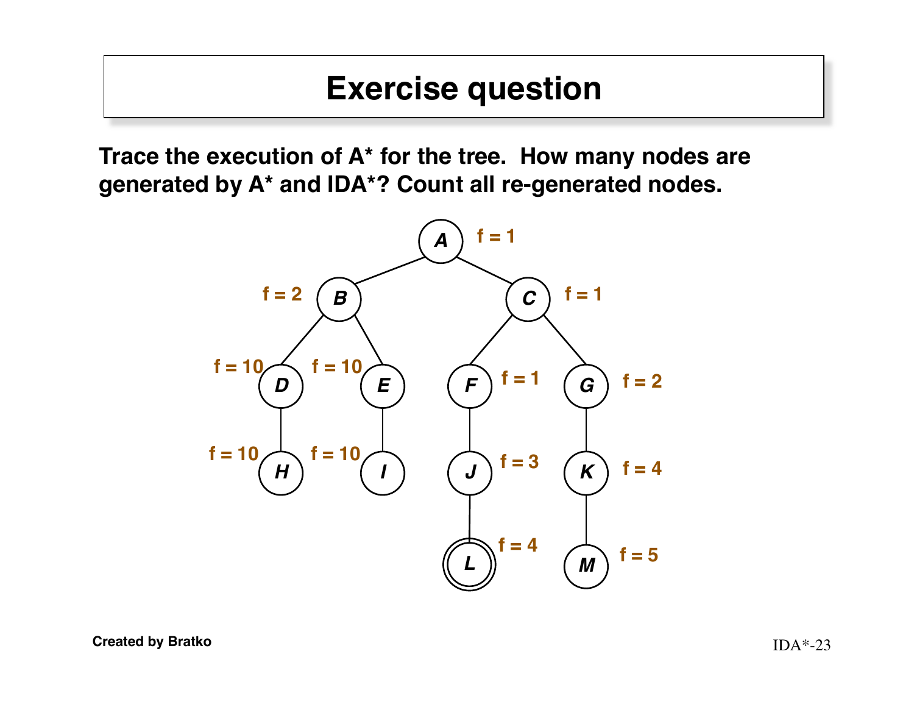# Exercise question

**Trace the execution of A* for the tree. How many nodes are generated by A* and IDA*? Count all re-generated nodes.**

- A: f = 1
  - B: f = 2
    - D: f = 10
      - H: f = 10
    - E: f = 10
      - I: f = 10
  - C: f = 1
    - F: f = 1
      - J: f = 3
        - L: f = 4 (goal)
    - G: f = 2
      - K: f = 4
        - M: f = 5

Created by Bratko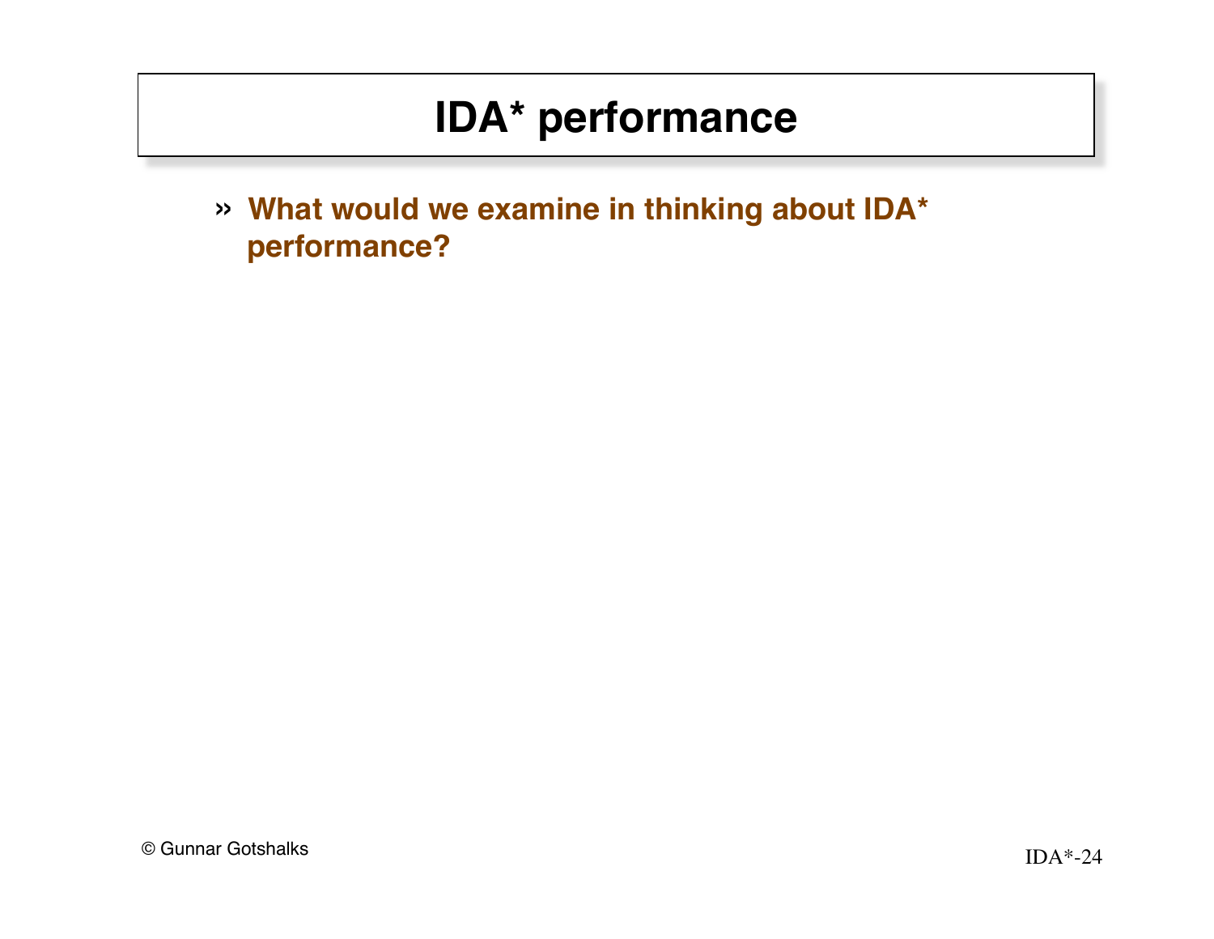# IDA* performance

- **What would we examine in thinking about IDA* performance?**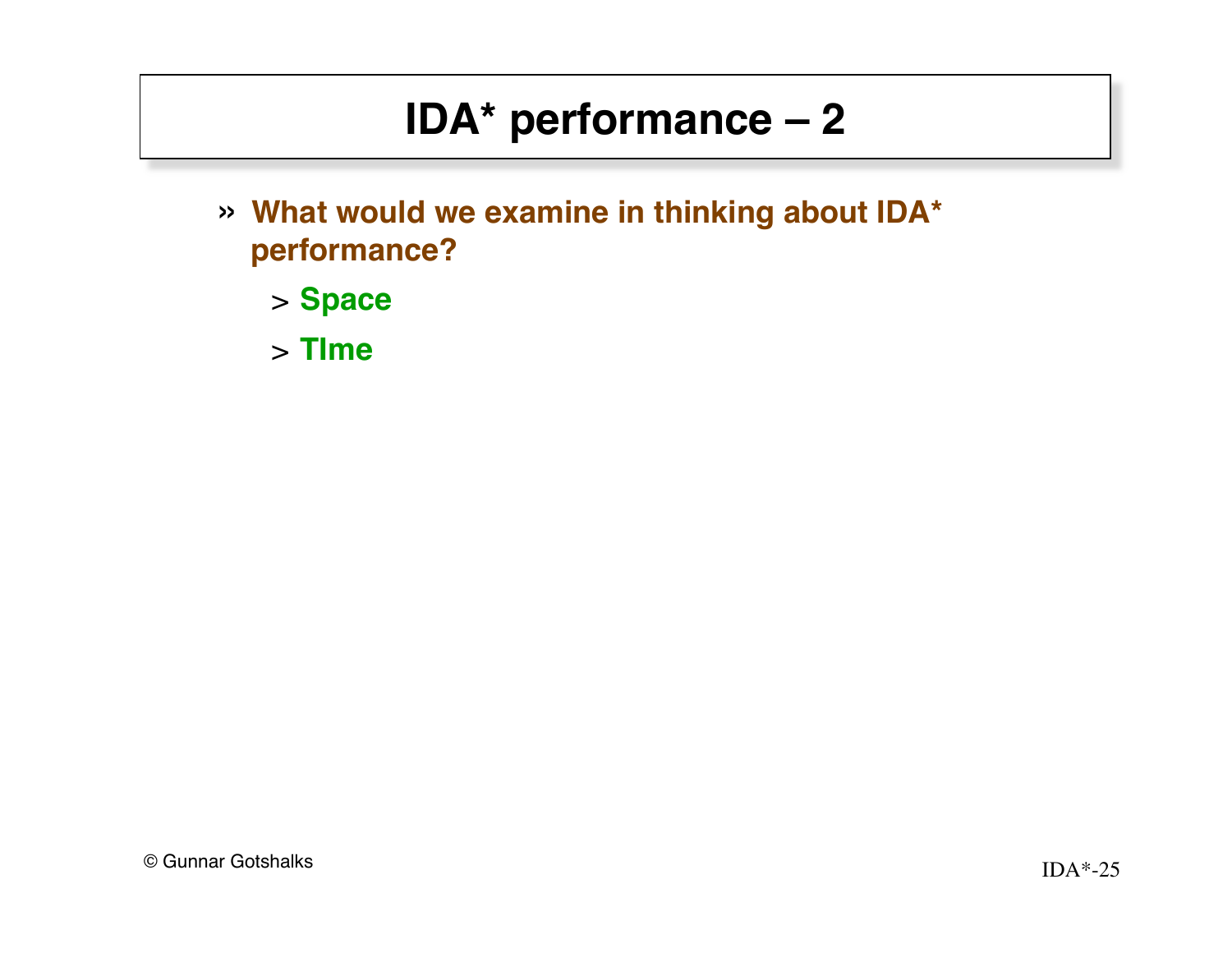# IDA* performance – 2

- **What would we examine in thinking about IDA* performance?**
  - **Space**
  - **TIme**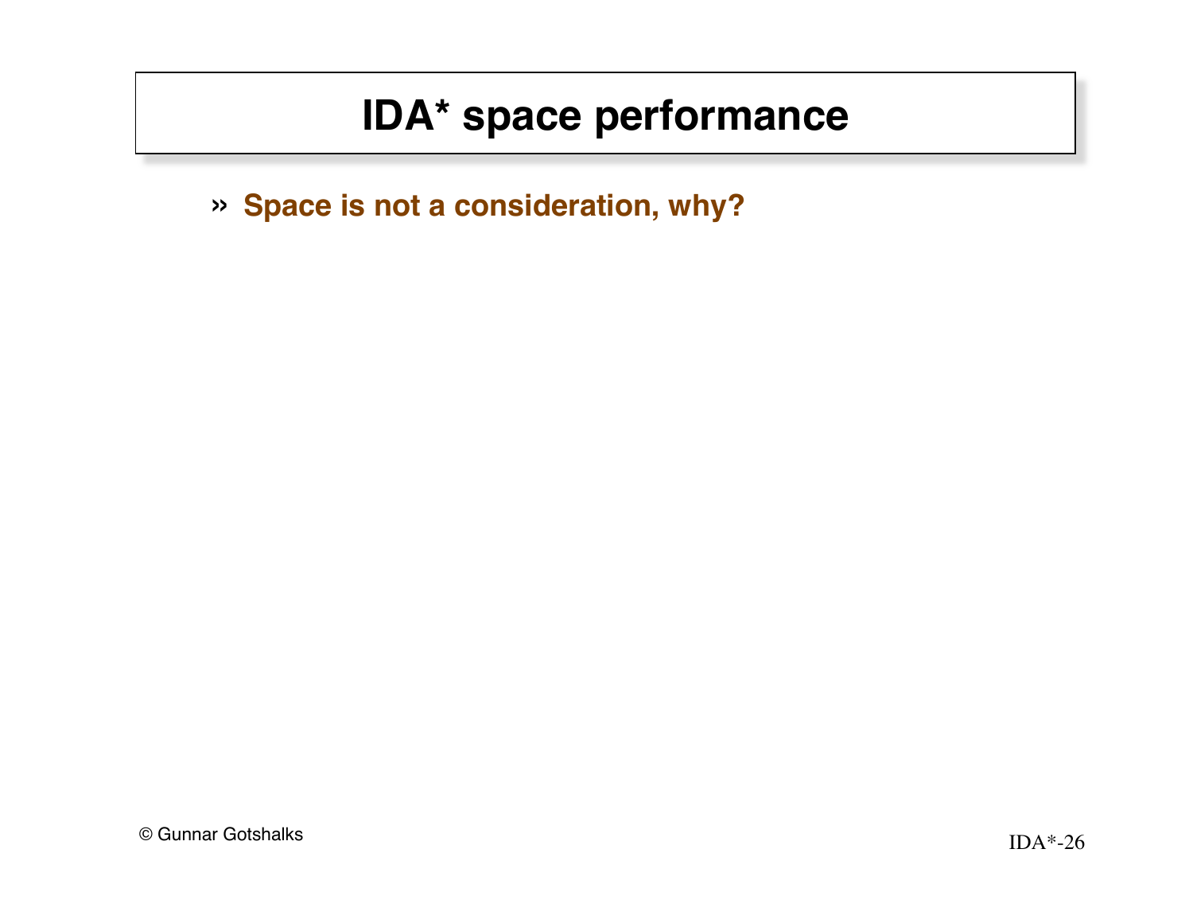# IDA* space performance

» **Space is not a consideration, why?**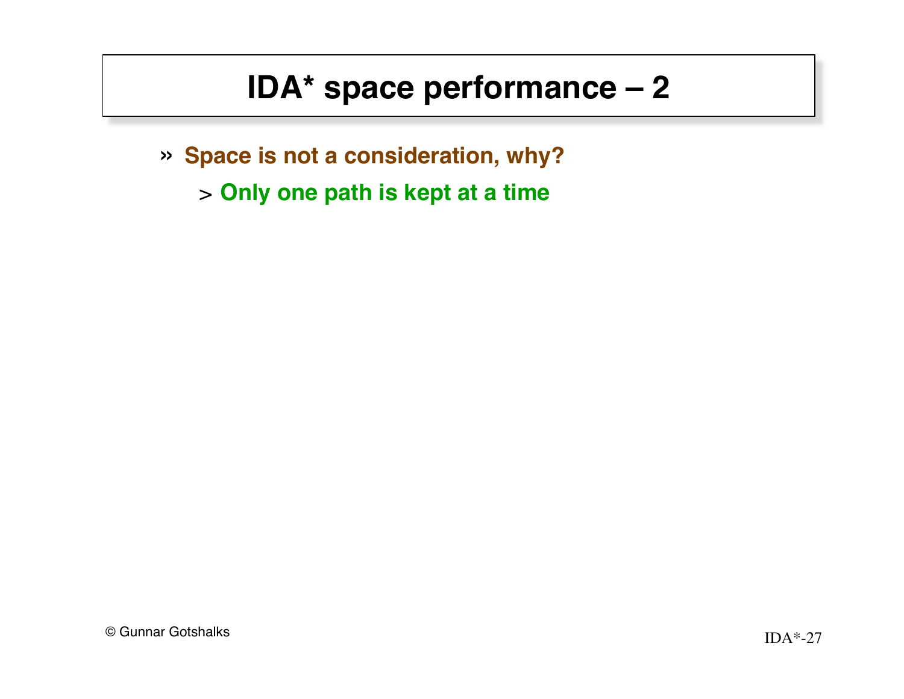# IDA* space performance – 2

- **Space is not a consideration, why?**
  - **Only one path is kept at a time**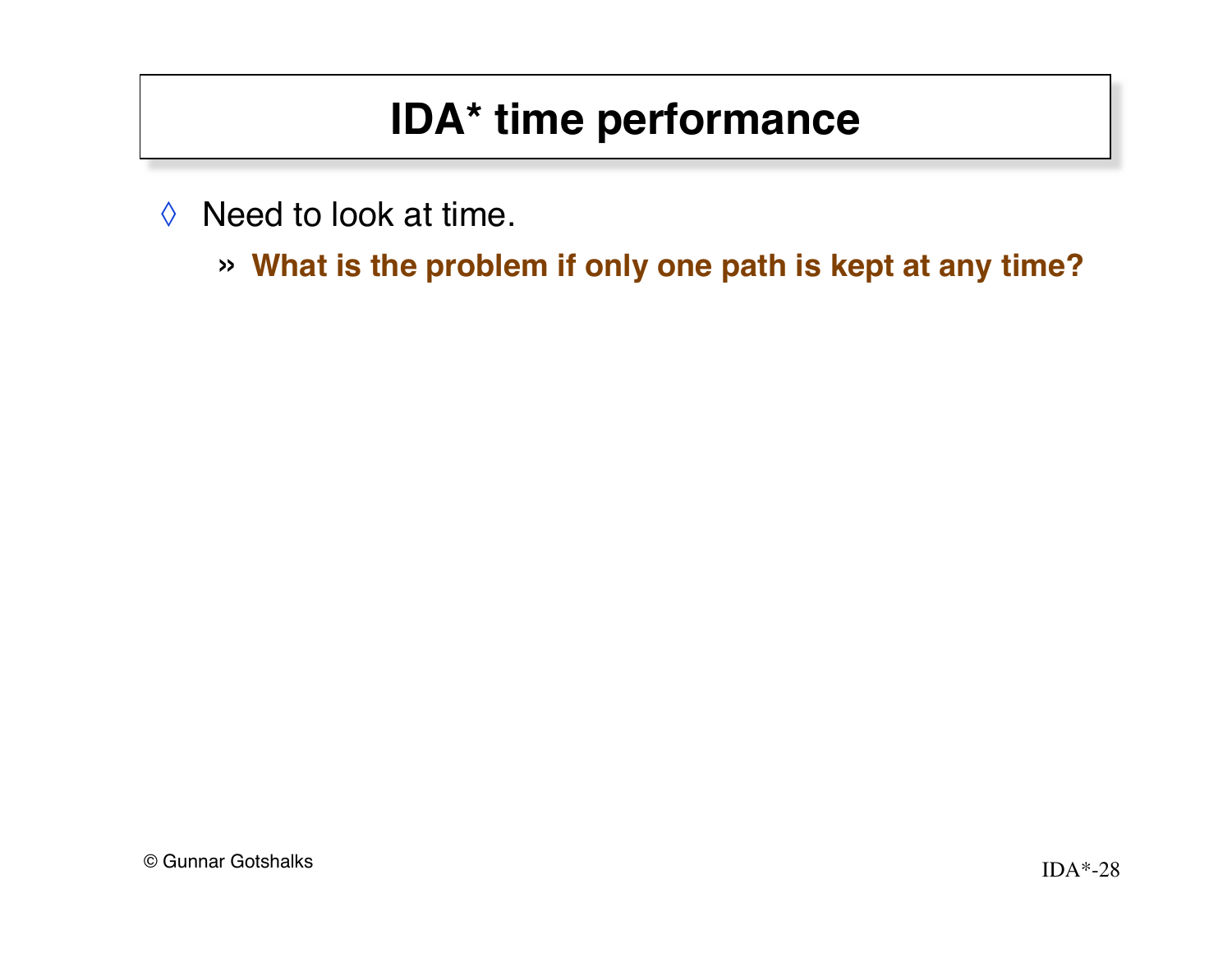# IDA* time performance

- Need to look at time.
  - **What is the problem if only one path is kept at any time?**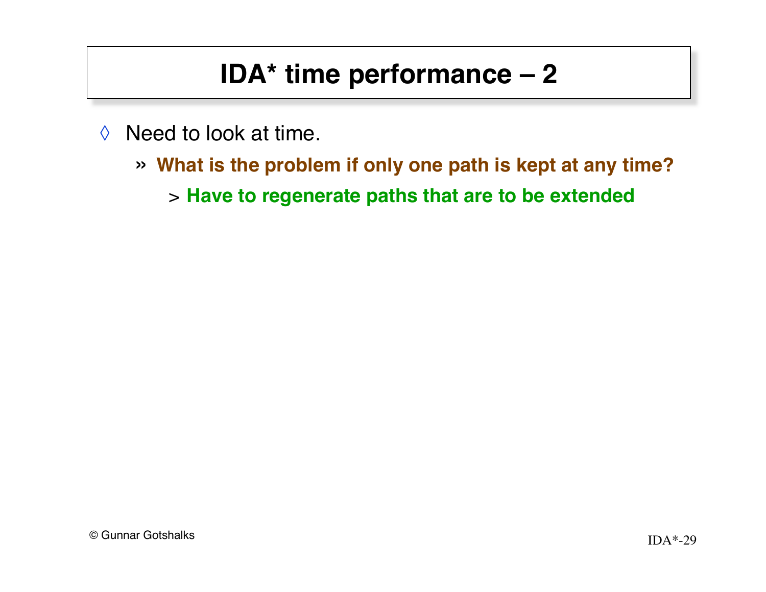# IDA* time performance – 2

- Need to look at time.
  - **What is the problem if only one path is kept at any time?**
    - **Have to regenerate paths that are to be extended**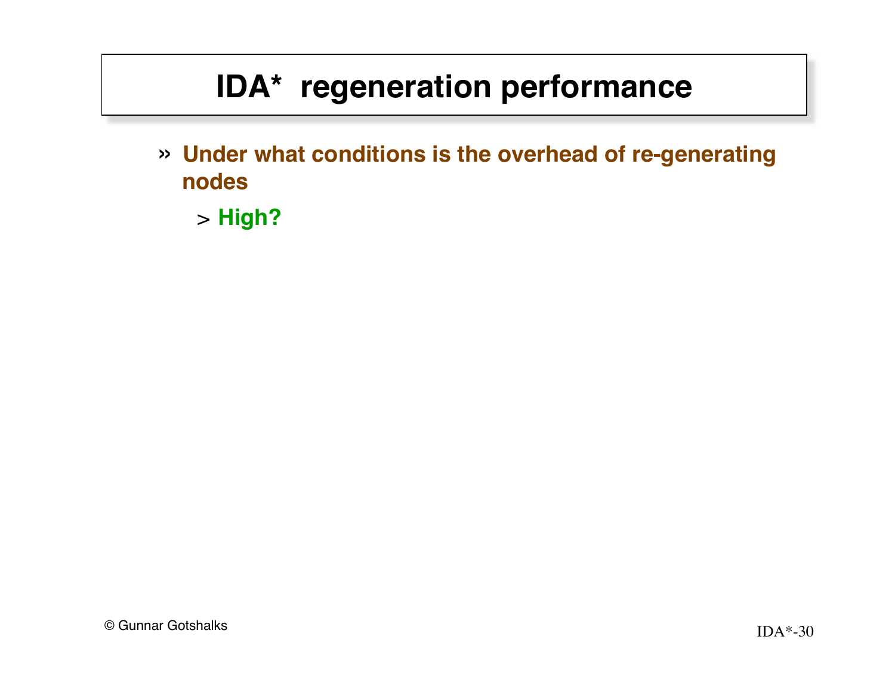# IDA* regeneration performance

- **Under what conditions is the overhead of re-generating nodes**
  - **High?**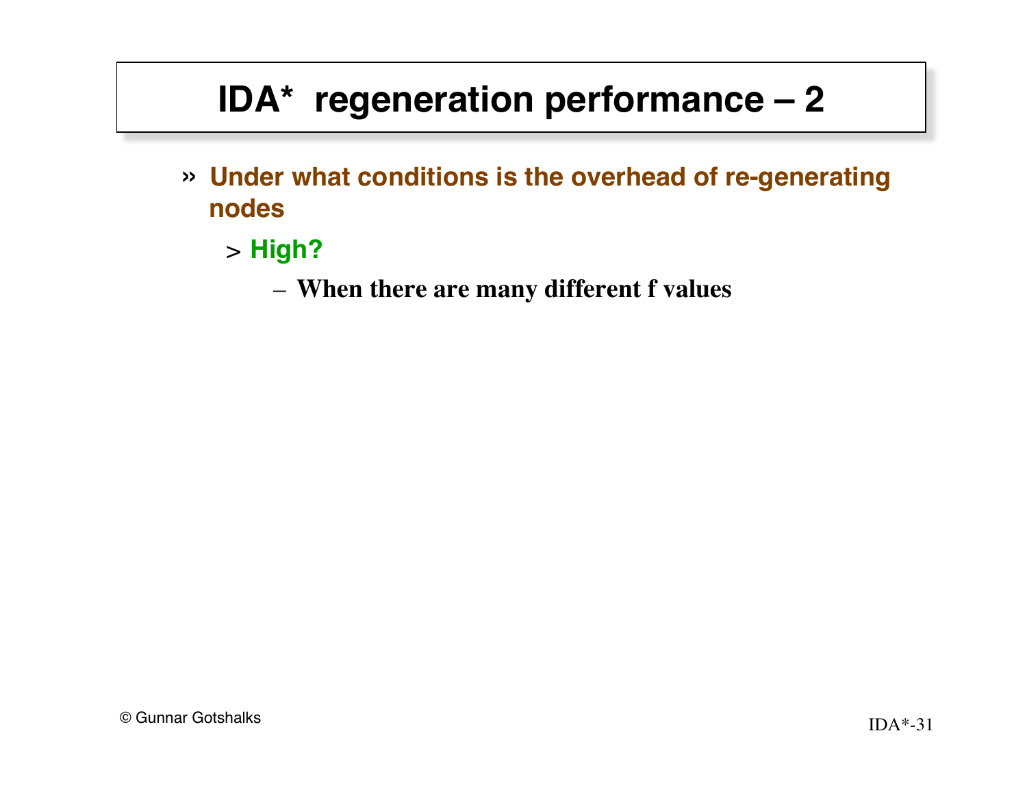# IDA* regeneration performance – 2

- **Under what conditions is the overhead of re-generating nodes**
  - **High?**
    - **When there are many different f values**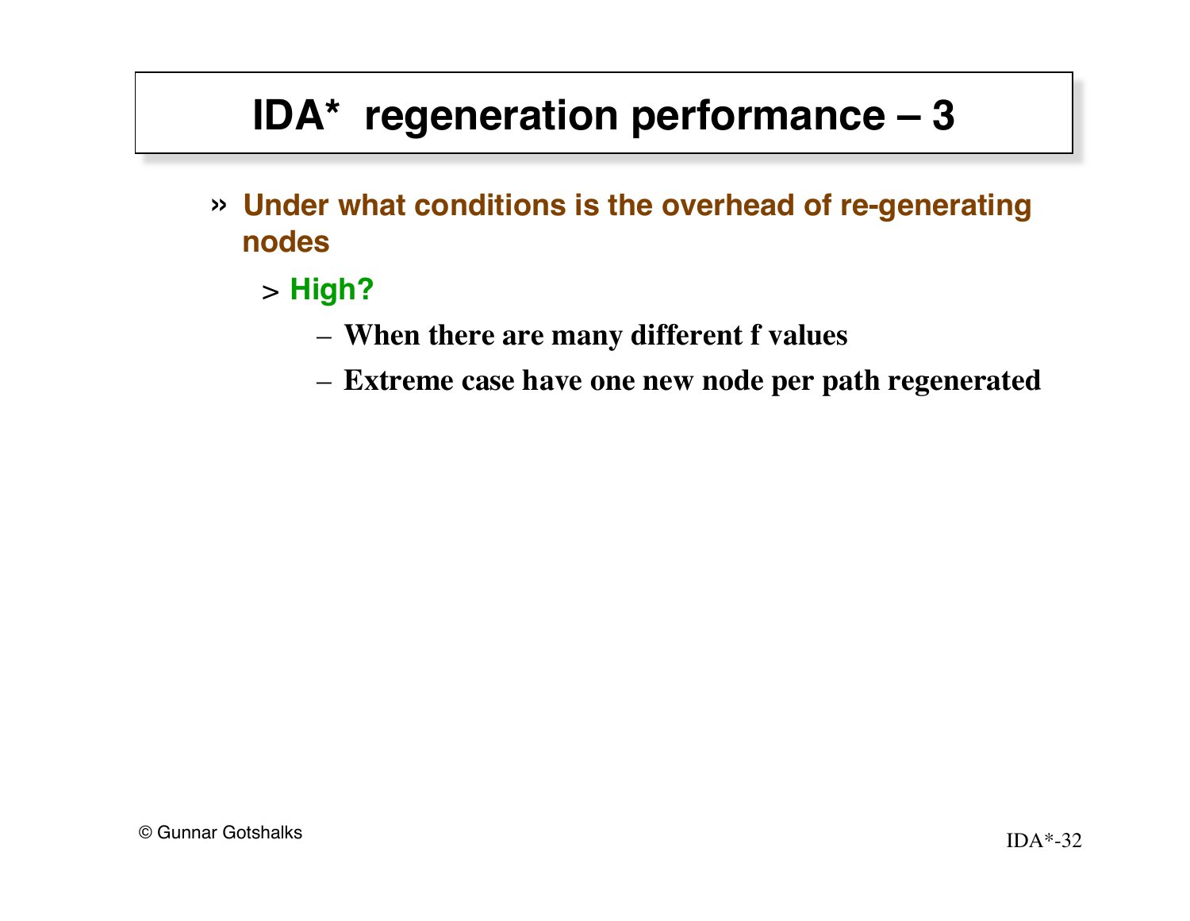# IDA* regeneration performance – 3

- **Under what conditions is the overhead of re-generating nodes**
  - **High?**
    - **When there are many different f values**
    - **Extreme case have one new node per path regenerated**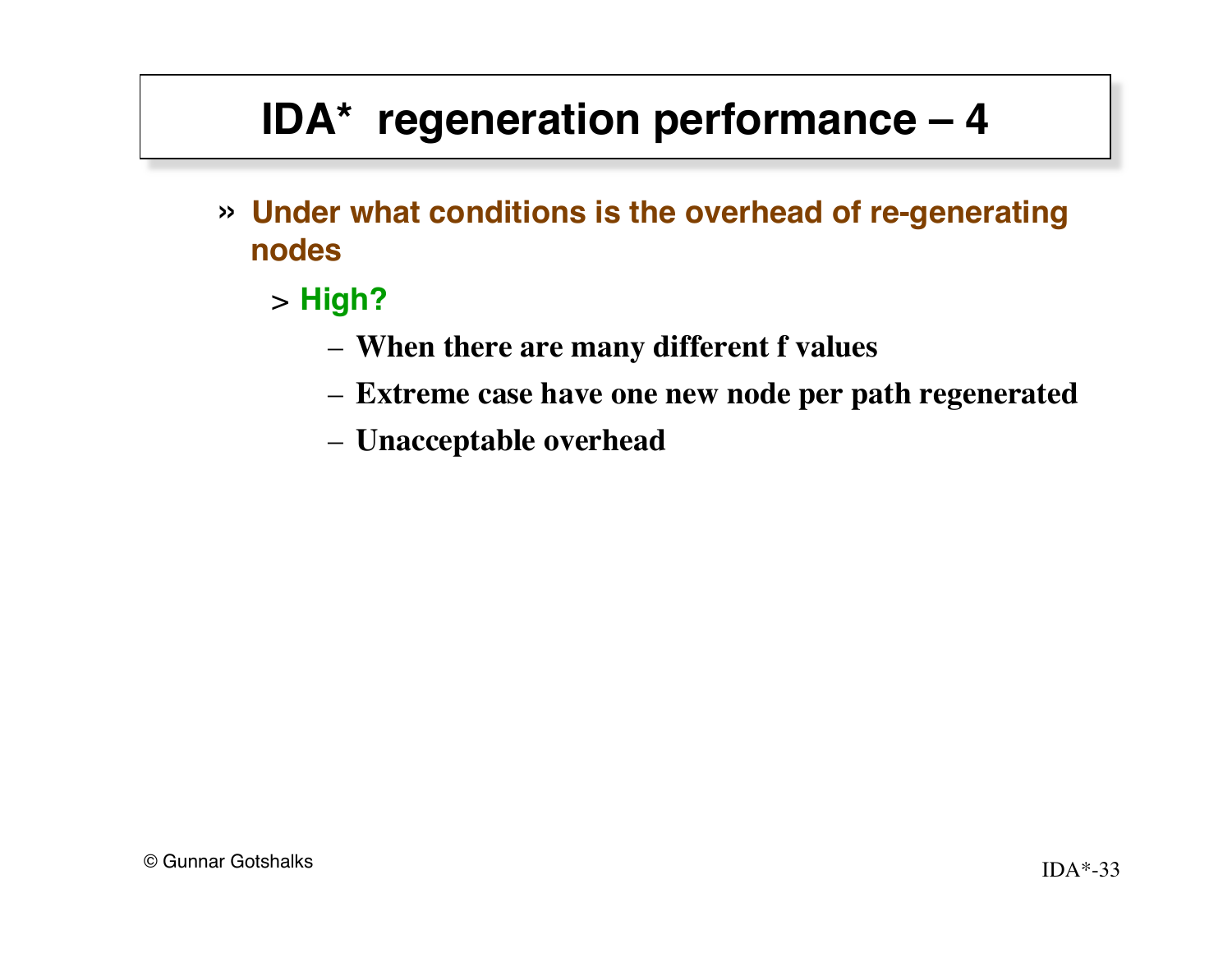# IDA* regeneration performance – 4

- **Under what conditions is the overhead of re-generating nodes**
  - **High?**
    - **When there are many different f values**
    - **Extreme case have one new node per path regenerated**
    - **Unacceptable overhead**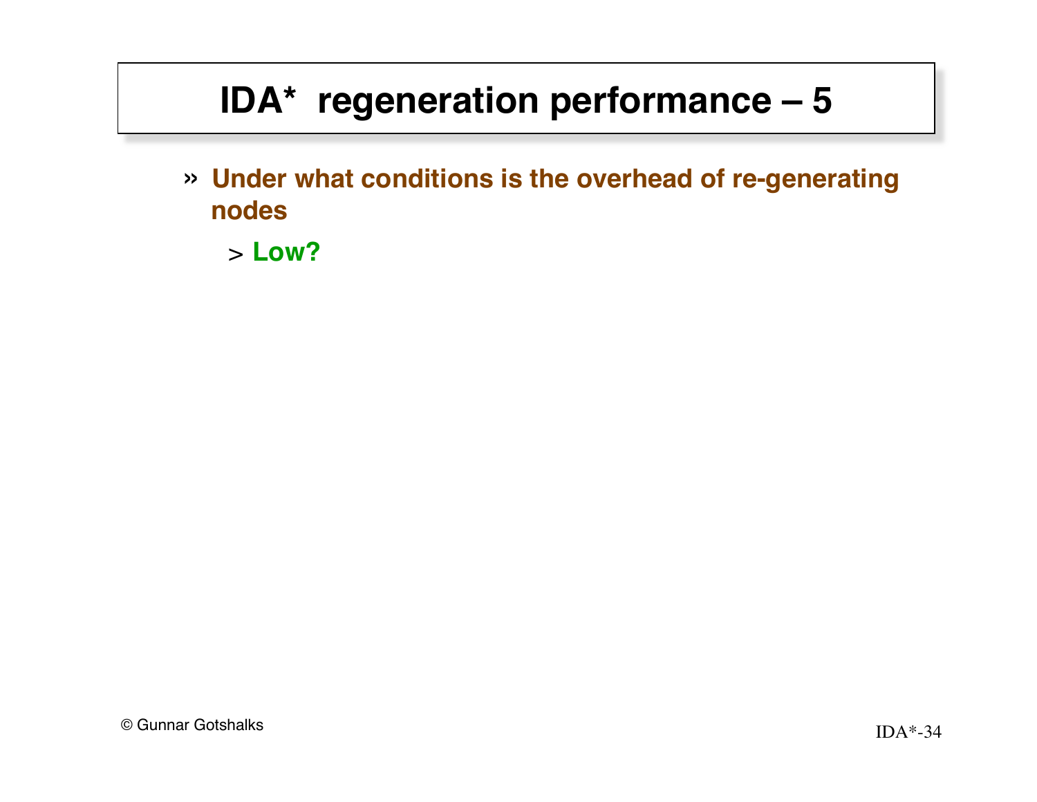# IDA* regeneration performance – 5

- **Under what conditions is the overhead of re-generating nodes**
  - **Low?**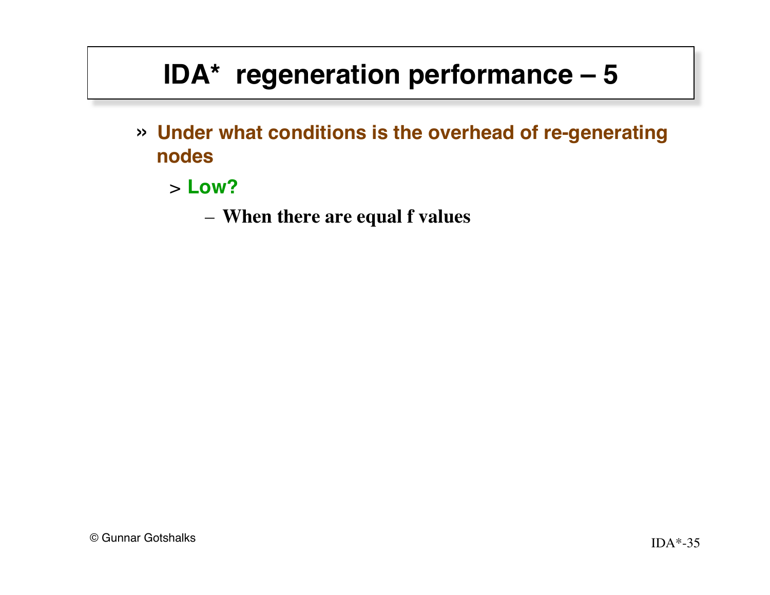# IDA* regeneration performance – 5

- **Under what conditions is the overhead of re-generating nodes**
  - **Low?**
    - **When there are equal f values**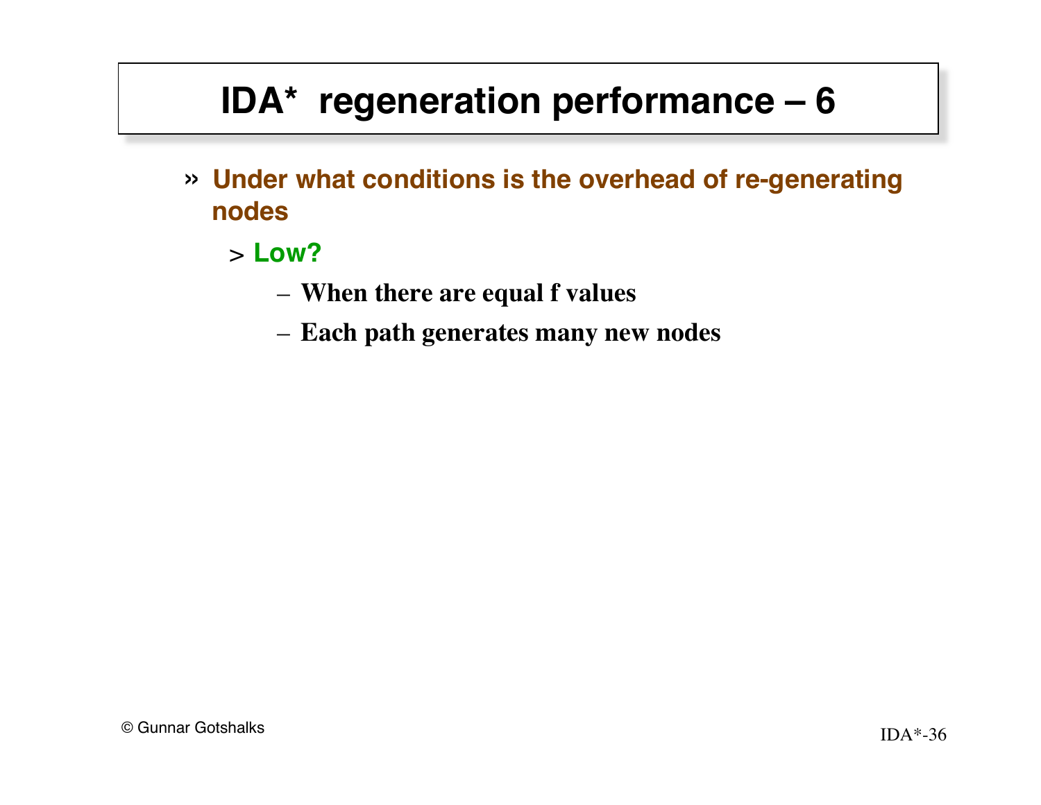# IDA* regeneration performance – 6

- **Under what conditions is the overhead of re-generating nodes**
  - **Low?**
    - **When there are equal f values**
    - **Each path generates many new nodes**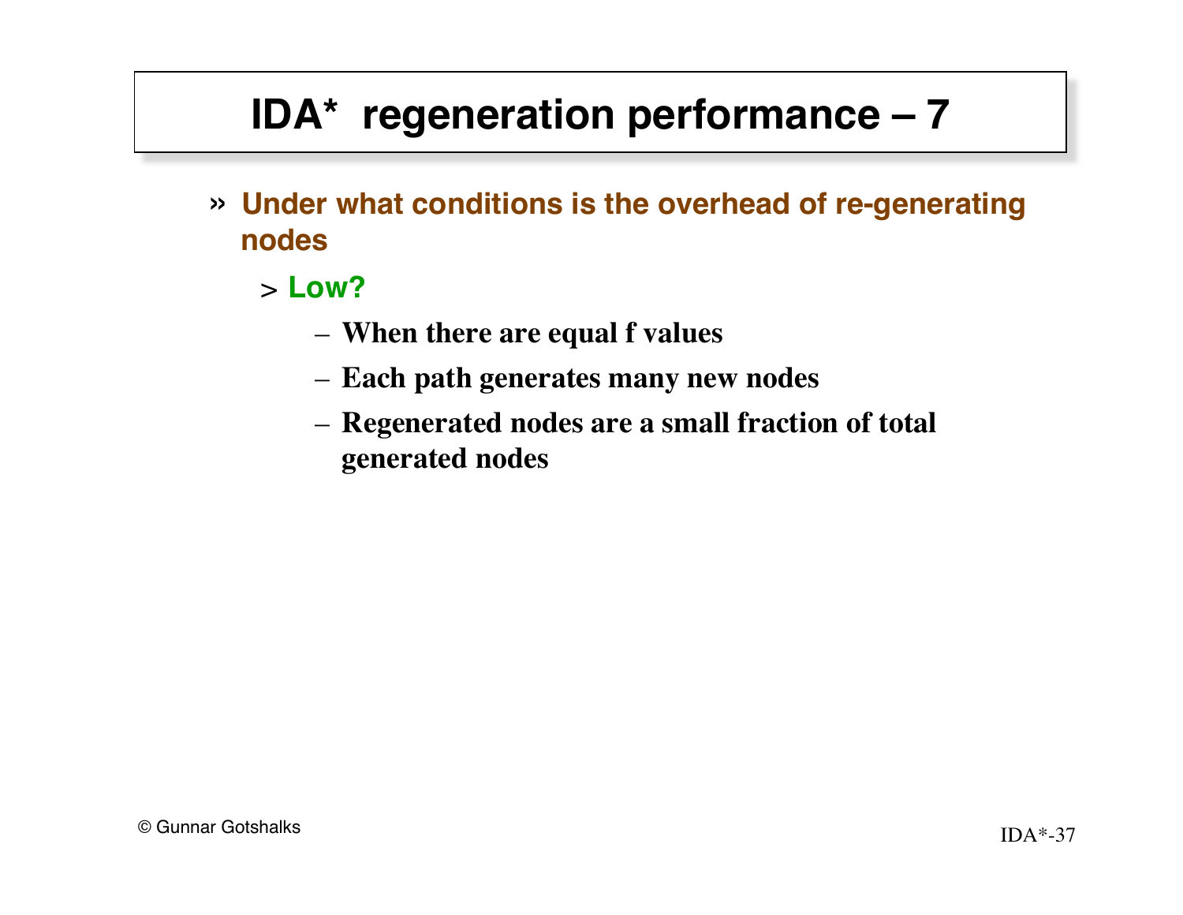# IDA* regeneration performance – 7

- **Under what conditions is the overhead of re-generating nodes**
  - **Low?**
    - **When there are equal f values**
    - **Each path generates many new nodes**
    - **Regenerated nodes are a small fraction of total generated nodes**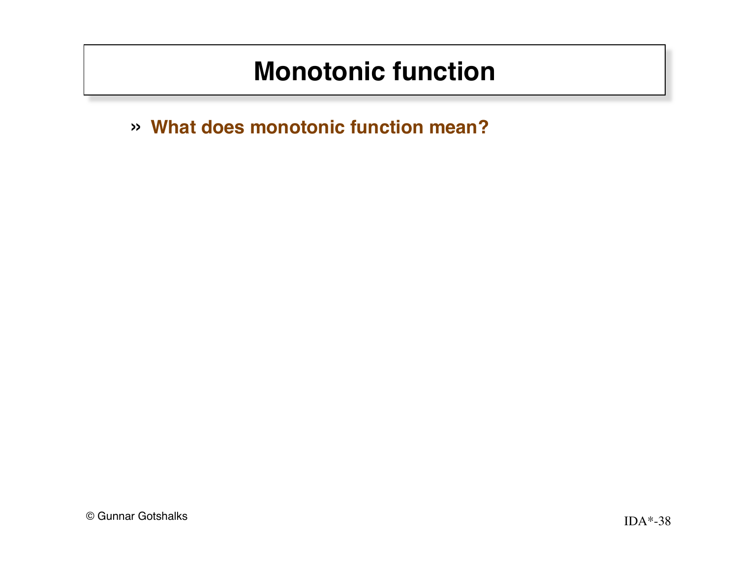# Monotonic function

» **What does monotonic function mean?**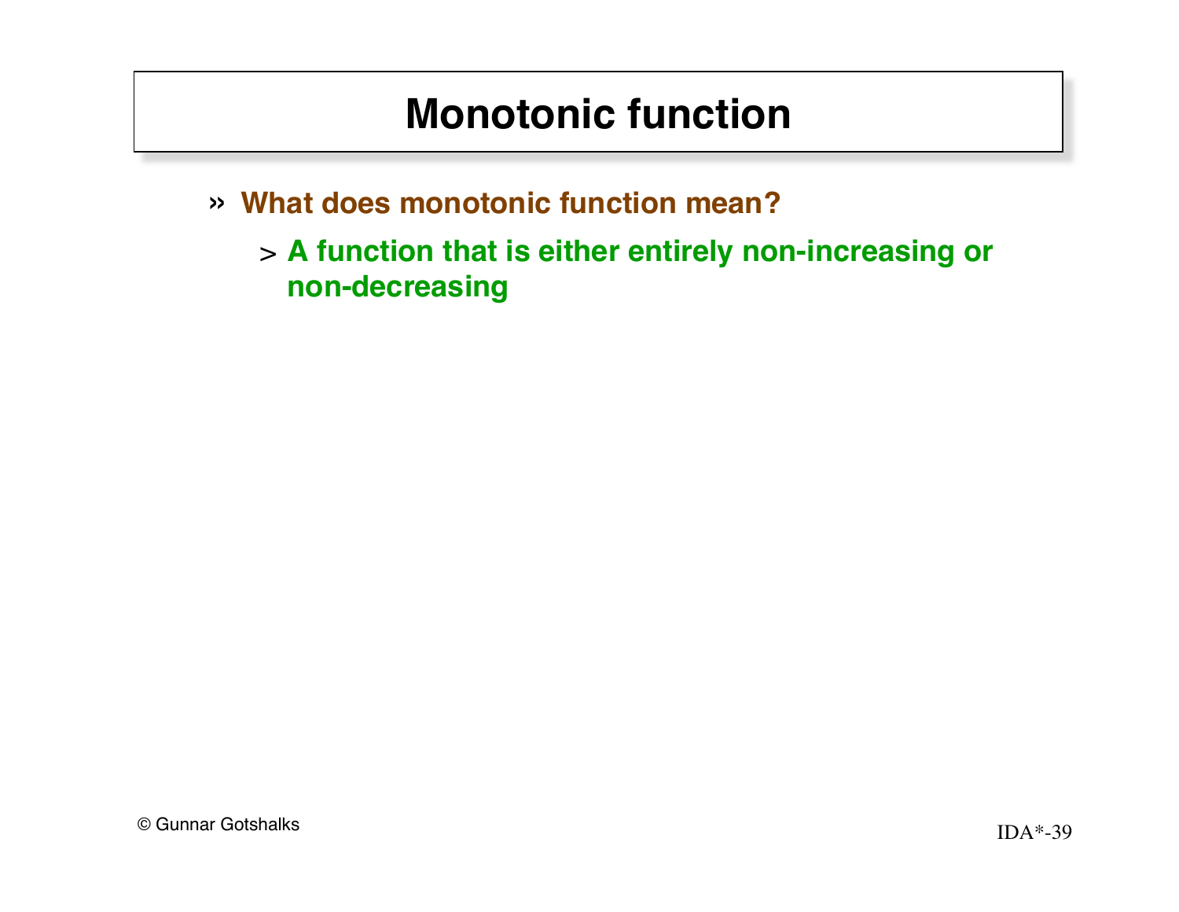# Monotonic function

- **What does monotonic function mean?**
  - **A function that is either entirely non-increasing or non-decreasing**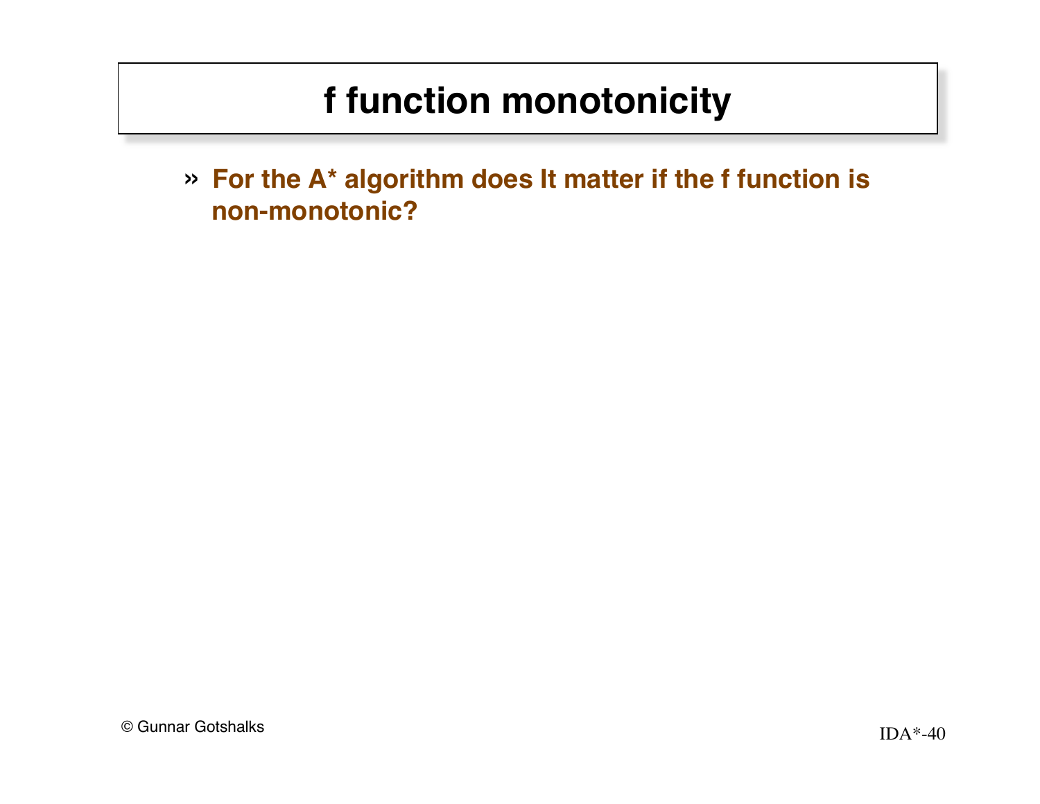# f function monotonicity

- For the A* algorithm does It matter if the f function is non-monotonic?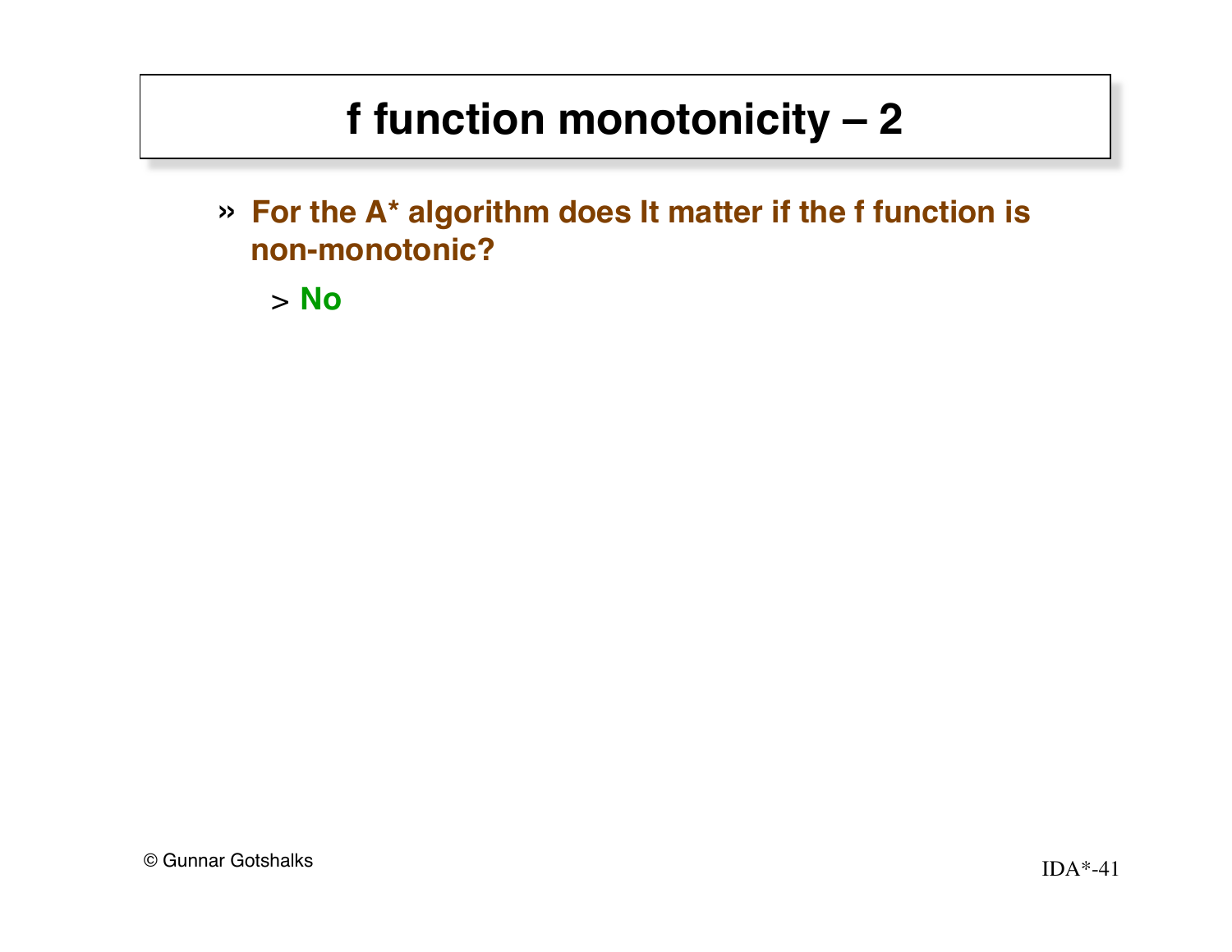# f function monotonicity – 2

- For the A* algorithm does It matter if the f function is non-monotonic?
  - No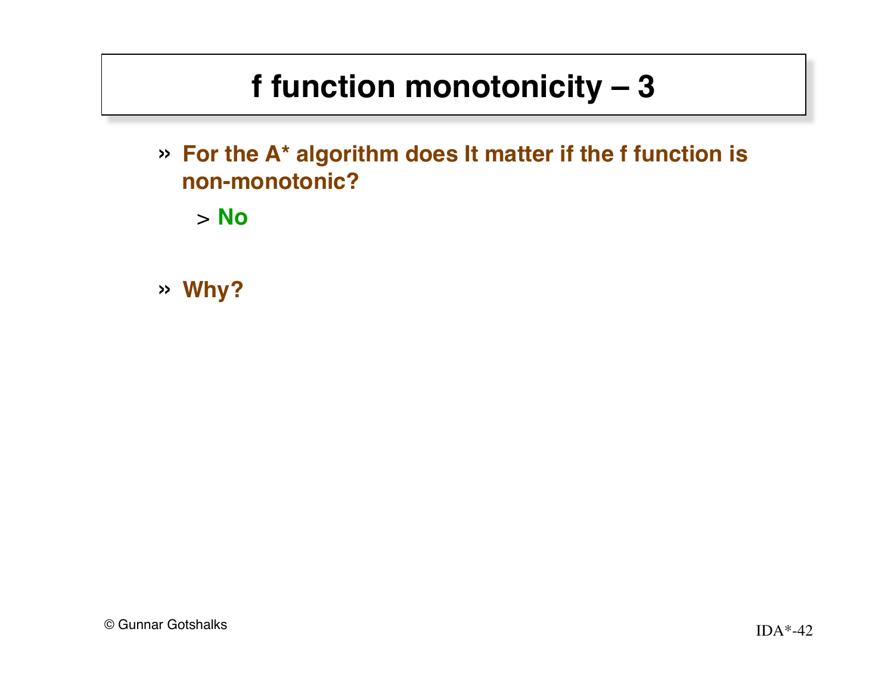# f function monotonicity – 3

- For the A* algorithm does It matter if the f function is non-monotonic?
  - No
- Why?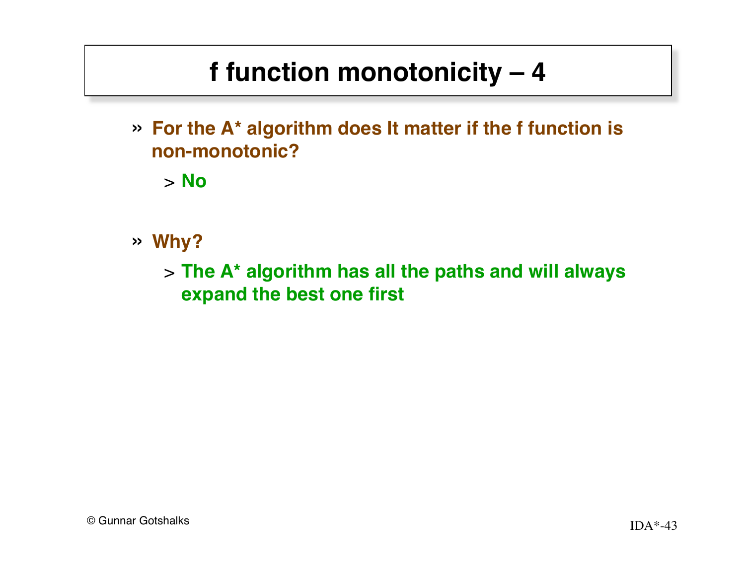# f function monotonicity – 4

- For the A* algorithm does It matter if the f function is non-monotonic?
  - No

- Why?
  - The A* algorithm has all the paths and will always expand the best one first

© Gunnar Gotshalks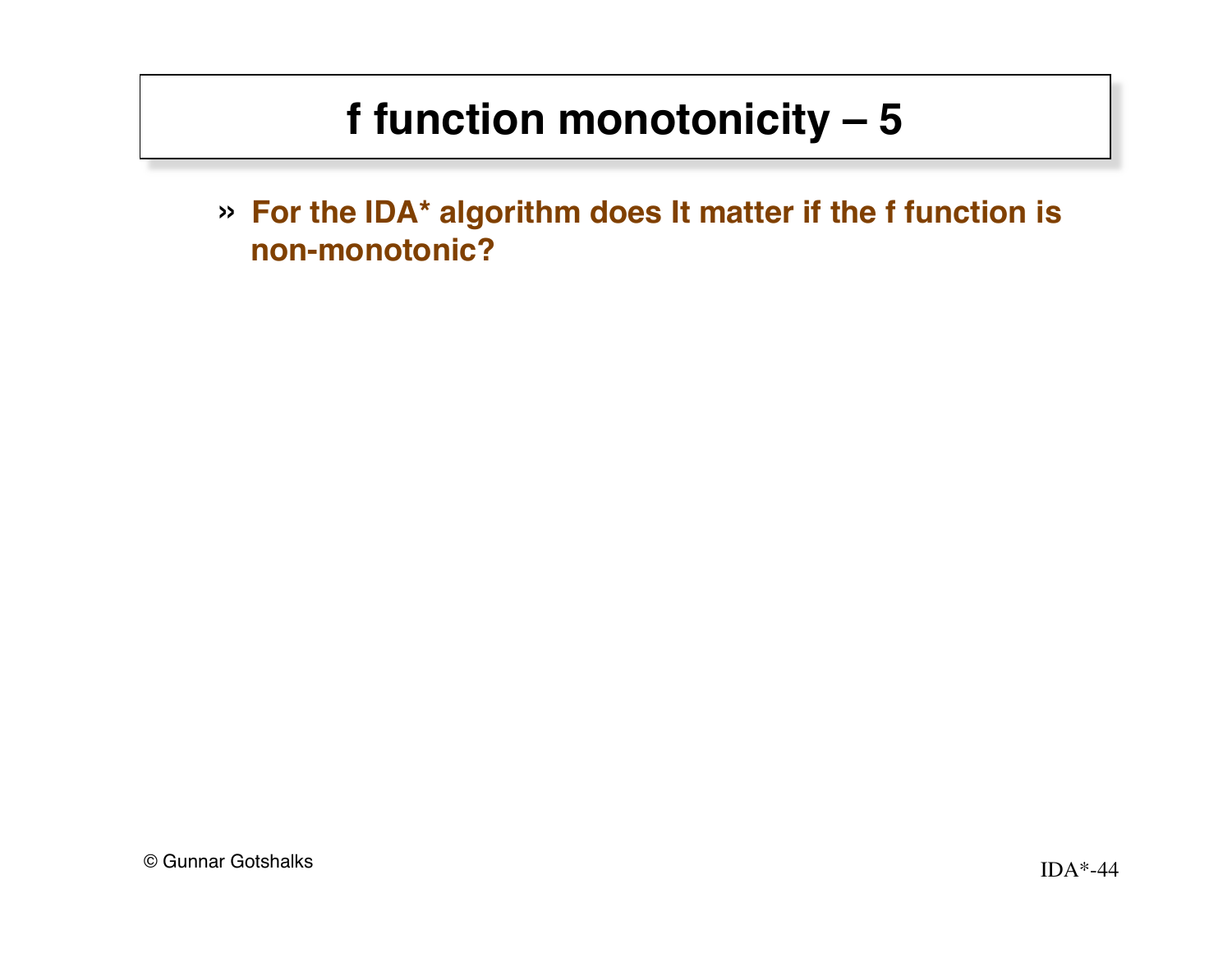# f function monotonicity – 5

» **For the IDA* algorithm does It matter if the f function is non-monotonic?**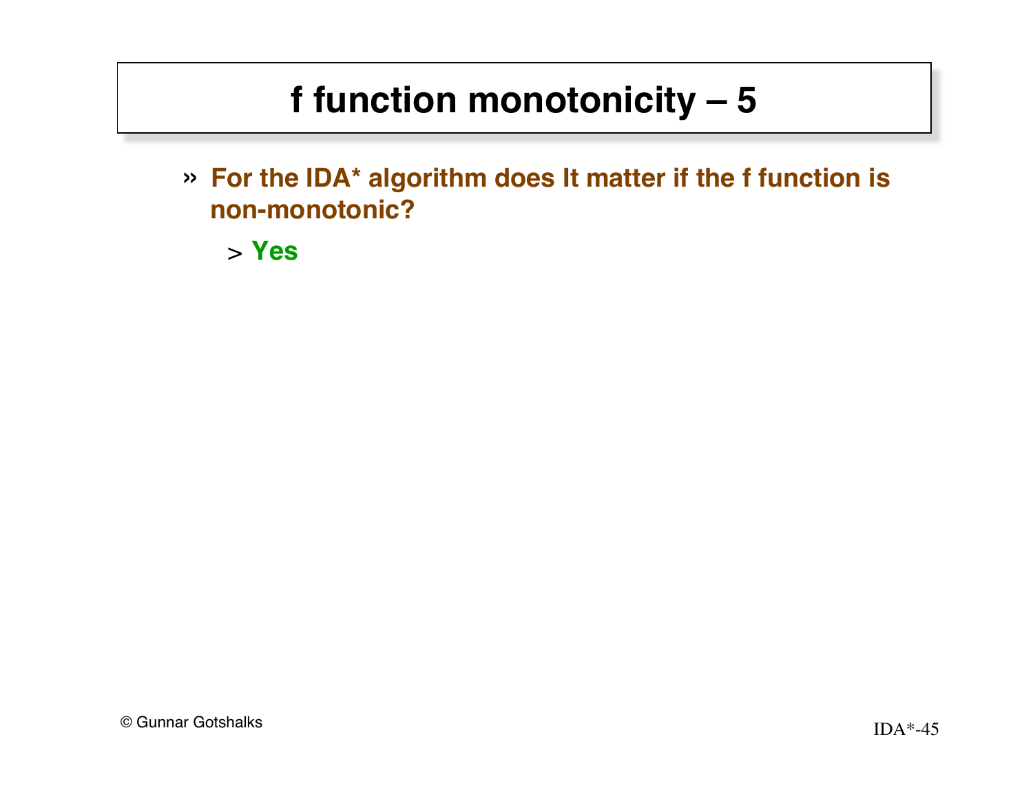# f function monotonicity – 5

- For the IDA* algorithm does It matter if the f function is non-monotonic?
  - Yes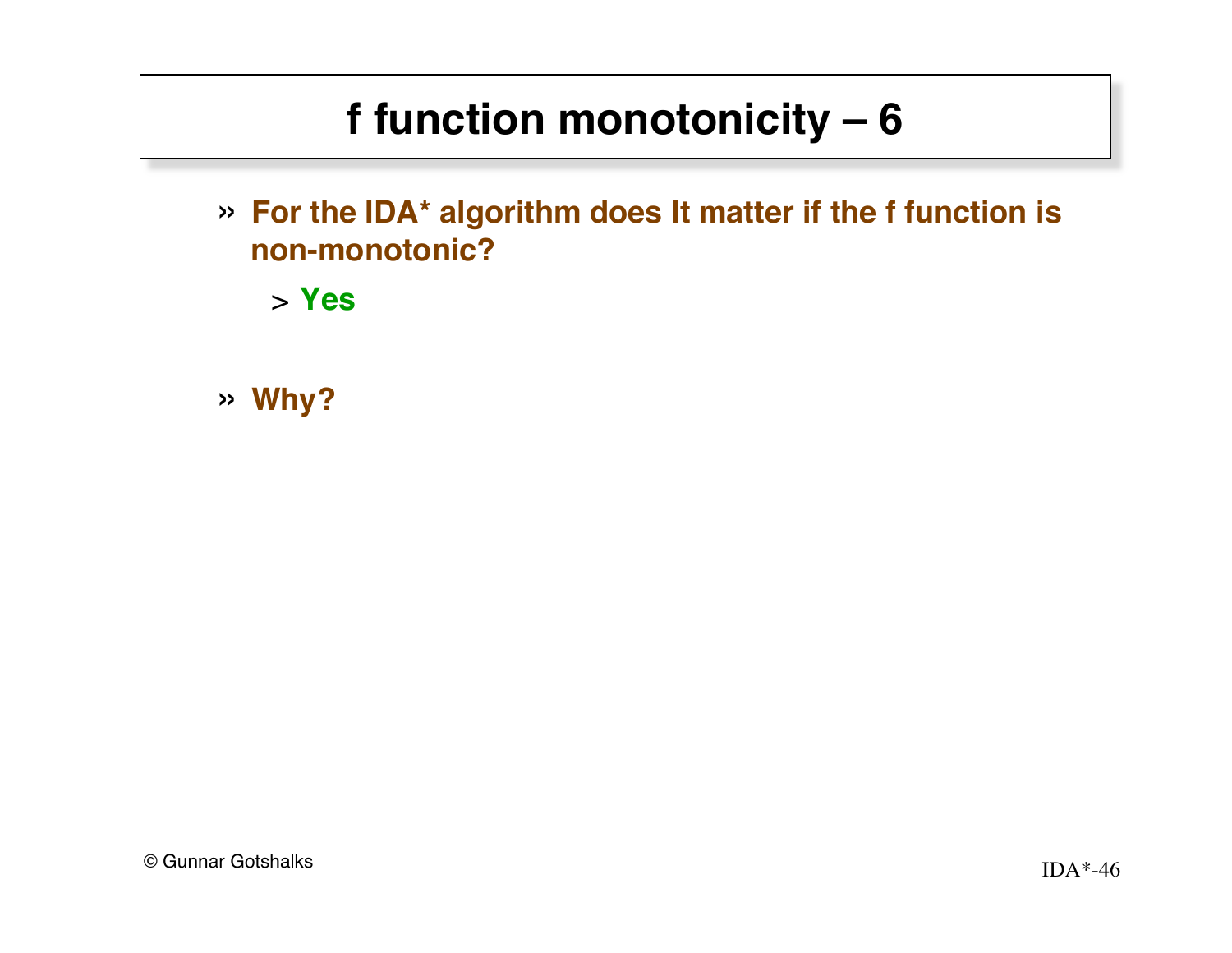# f function monotonicity – 6

- For the IDA* algorithm does It matter if the f function is non-monotonic?
  - Yes

- Why?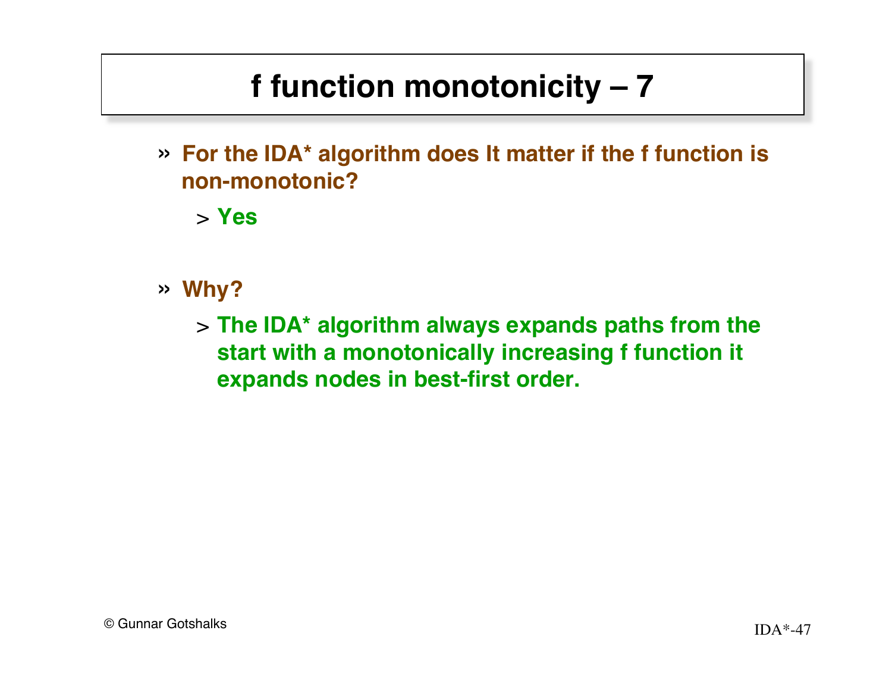# f function monotonicity – 7

- For the IDA* algorithm does It matter if the f function is non-monotonic?
  - Yes

- Why?
  - The IDA* algorithm always expands paths from the start with a monotonically increasing f function it expands nodes in best-first order.

© Gunnar Gotshalks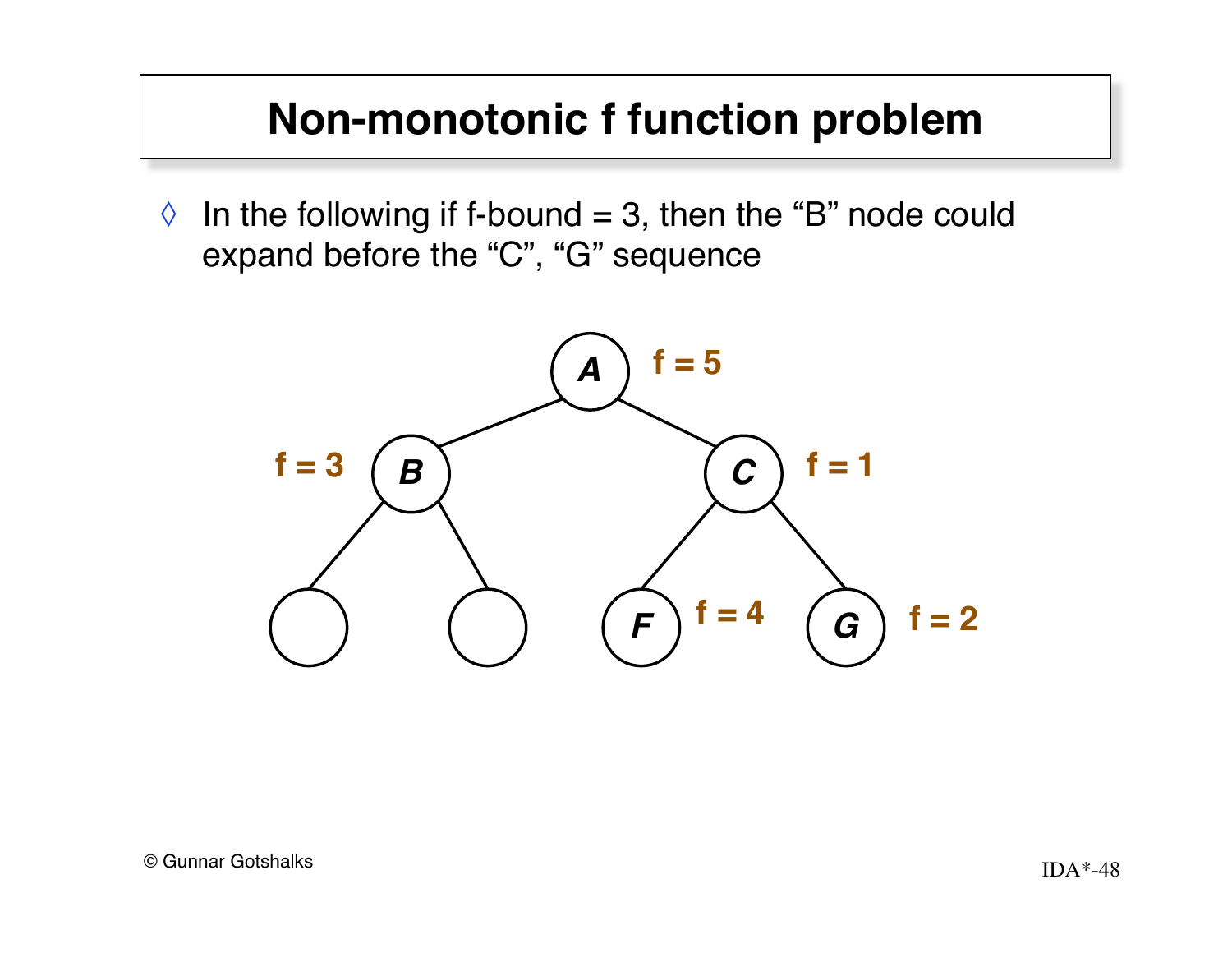# Non-monotonic f function problem

◊ In the following if f-bound = 3, then the "B" node could expand before the "C", "G" sequence

A (f = 5)
B (f = 3)
C (f = 1)
F (f = 4)
G (f = 2)

© Gunnar Gotshalks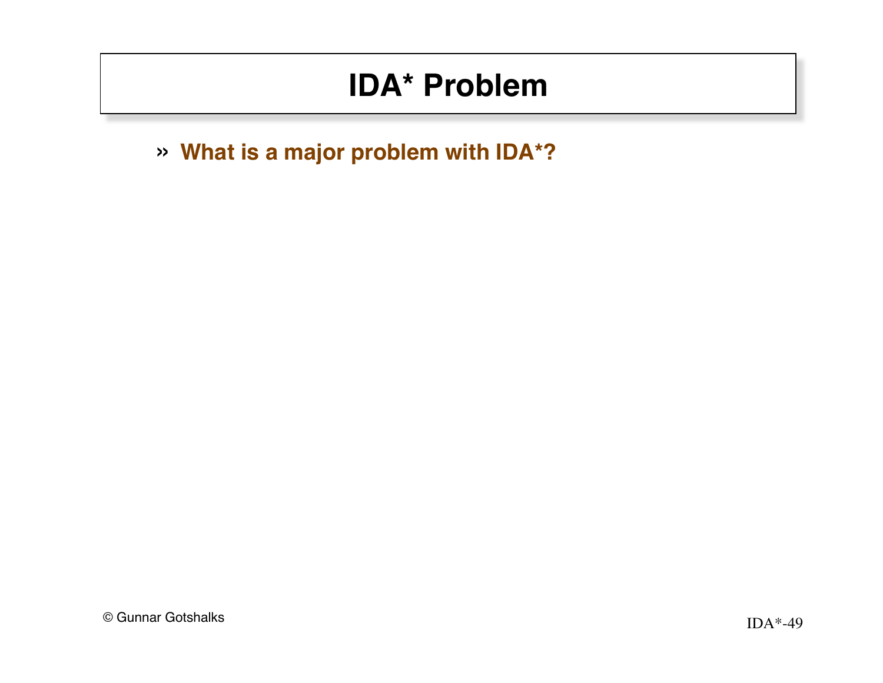# IDA* Problem

- What is a major problem with IDA*?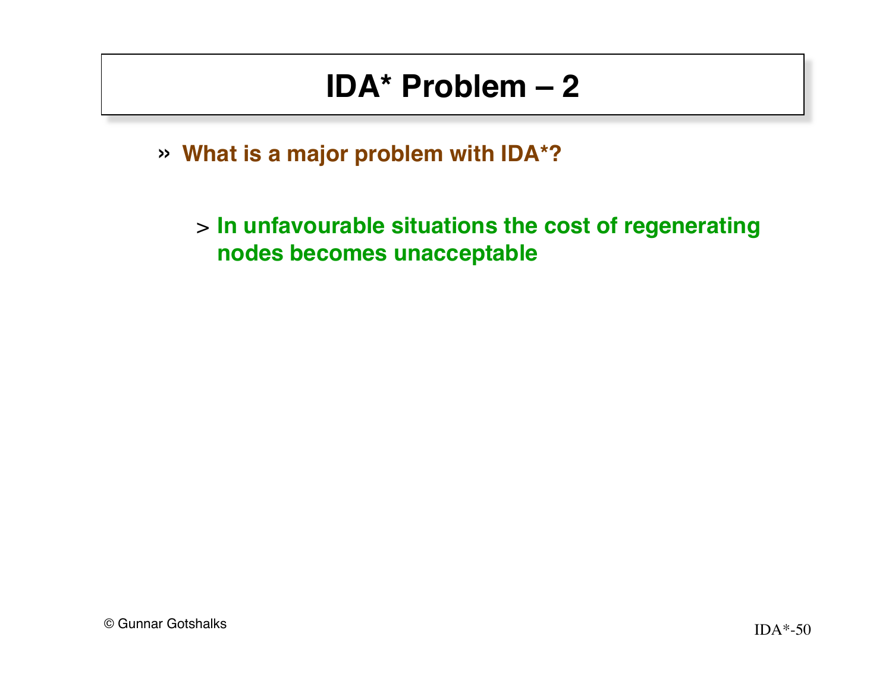# IDA* Problem – 2

- **What is a major problem with IDA*?**
  - **In unfavourable situations the cost of regenerating nodes becomes unacceptable**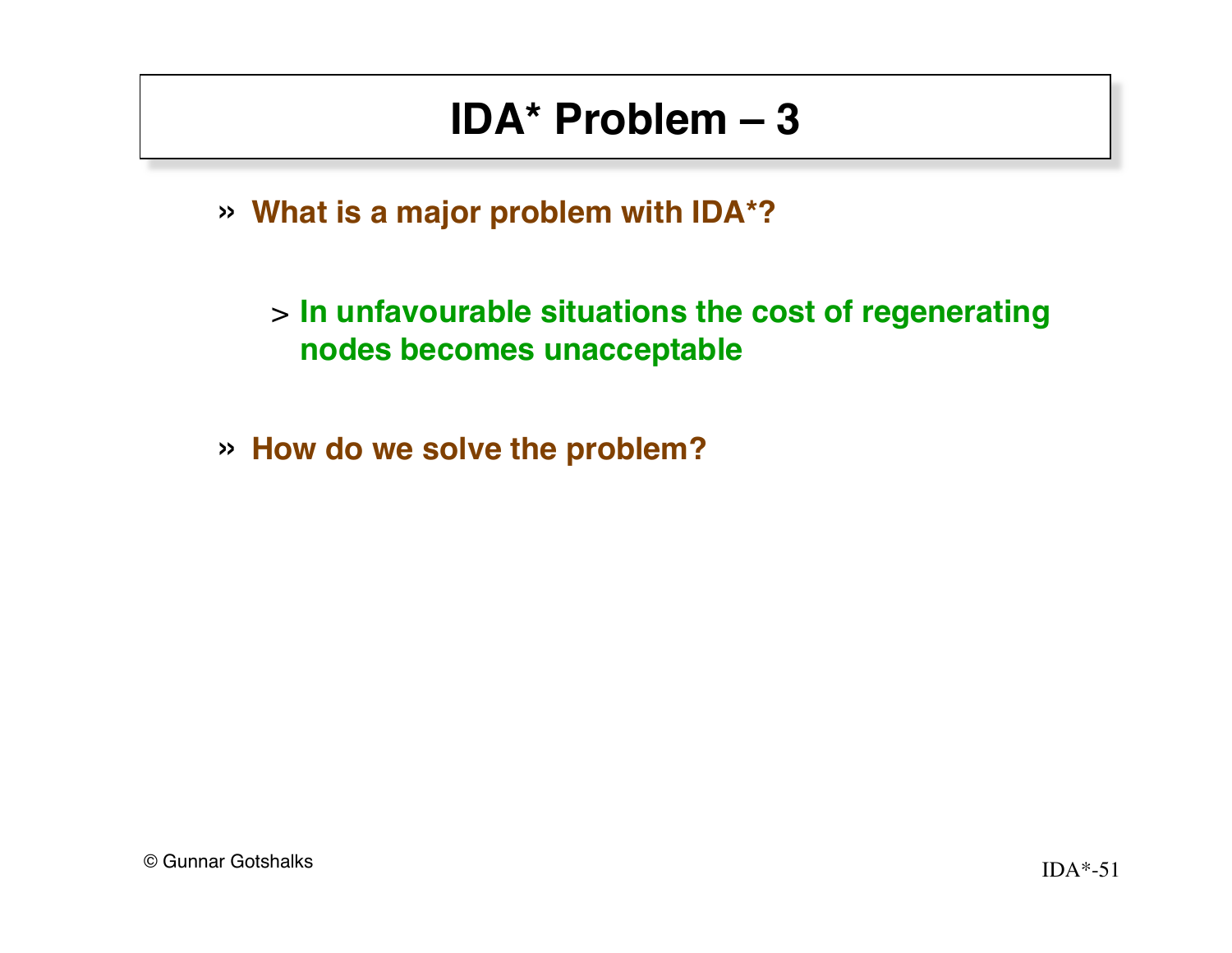# IDA* Problem – 3

- **What is a major problem with IDA*?**
  - **In unfavourable situations the cost of regenerating nodes becomes unacceptable**
- **How do we solve the problem?**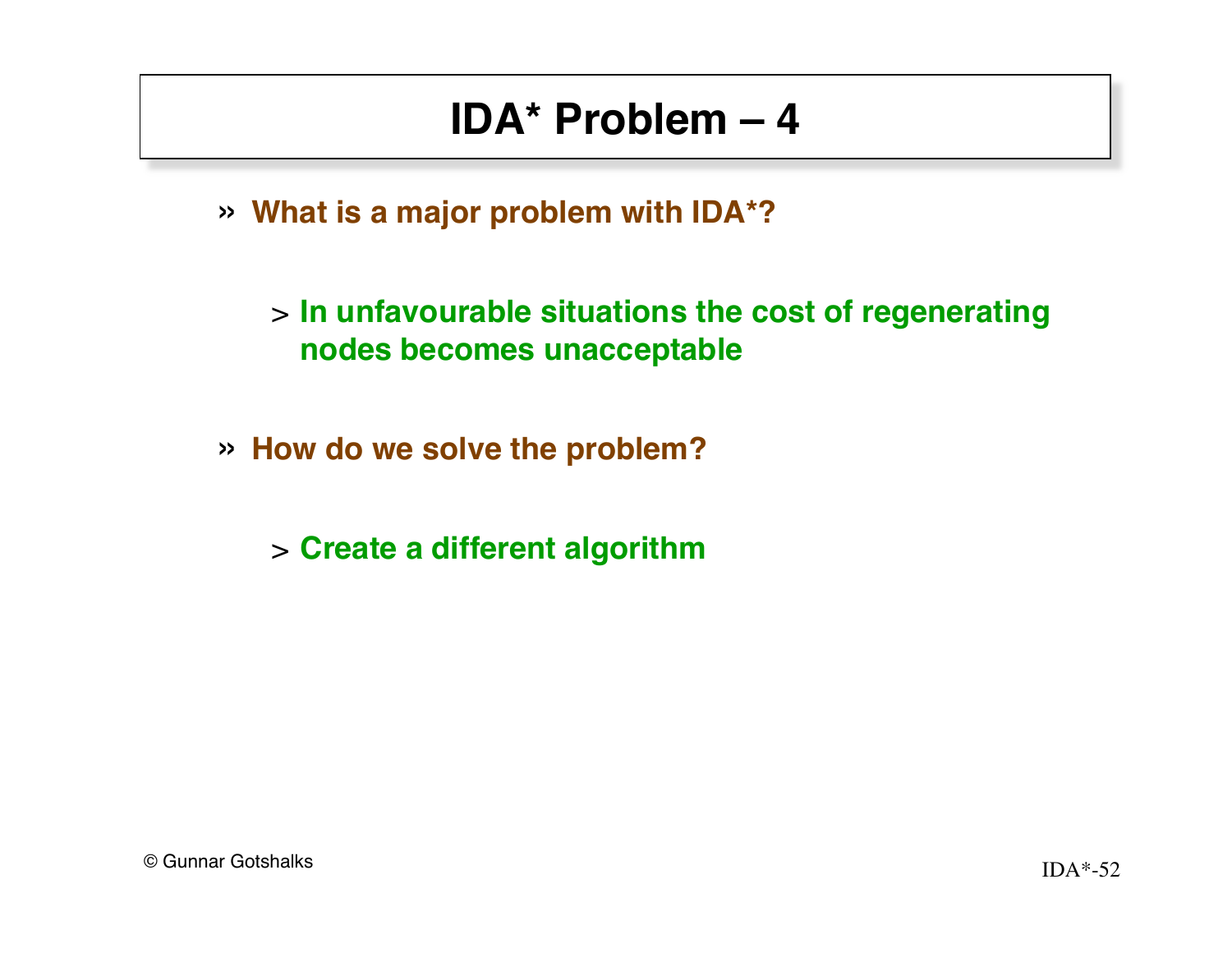# IDA* Problem – 4

- **What is a major problem with IDA*?**
  - **In unfavourable situations the cost of regenerating nodes becomes unacceptable**
- **How do we solve the problem?**
  - **Create a different algorithm**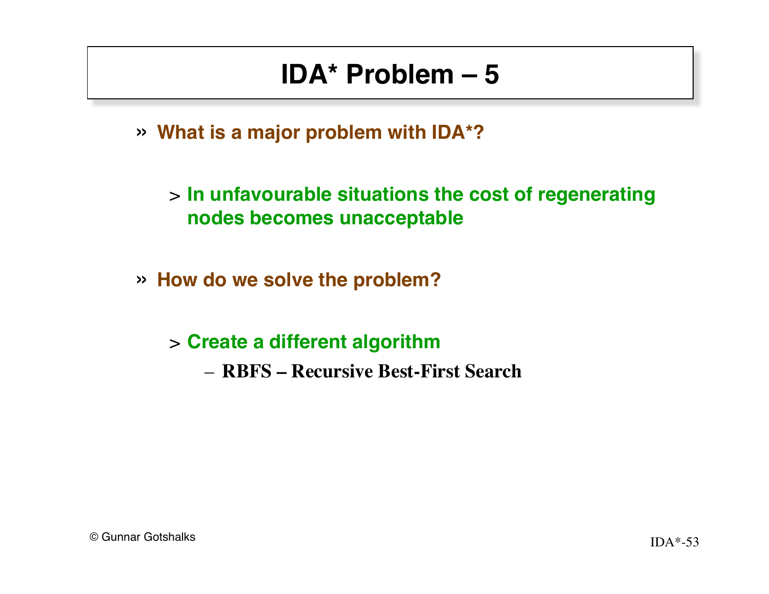# IDA* Problem – 5

- **What is a major problem with IDA*?**
  - **In unfavourable situations the cost of regenerating nodes becomes unacceptable**

- **How do we solve the problem?**
  - **Create a different algorithm**
    - **RBFS – Recursive Best-First Search**